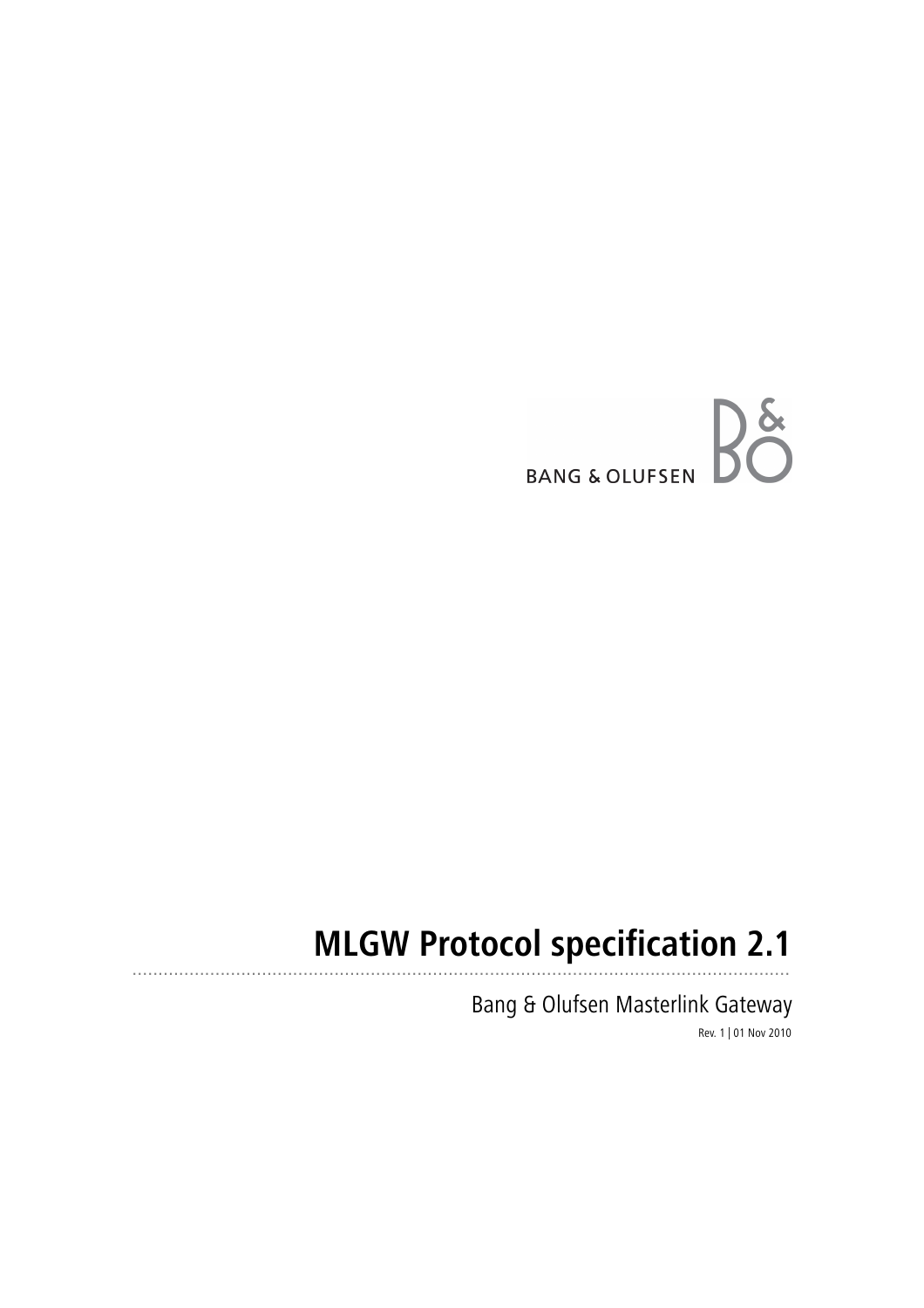BANG & OLUFSEN

# MLGW Protocol specification 2.1

Bang & Olufsen Masterlink Gateway

Rev. 1 | 01 Nov 2010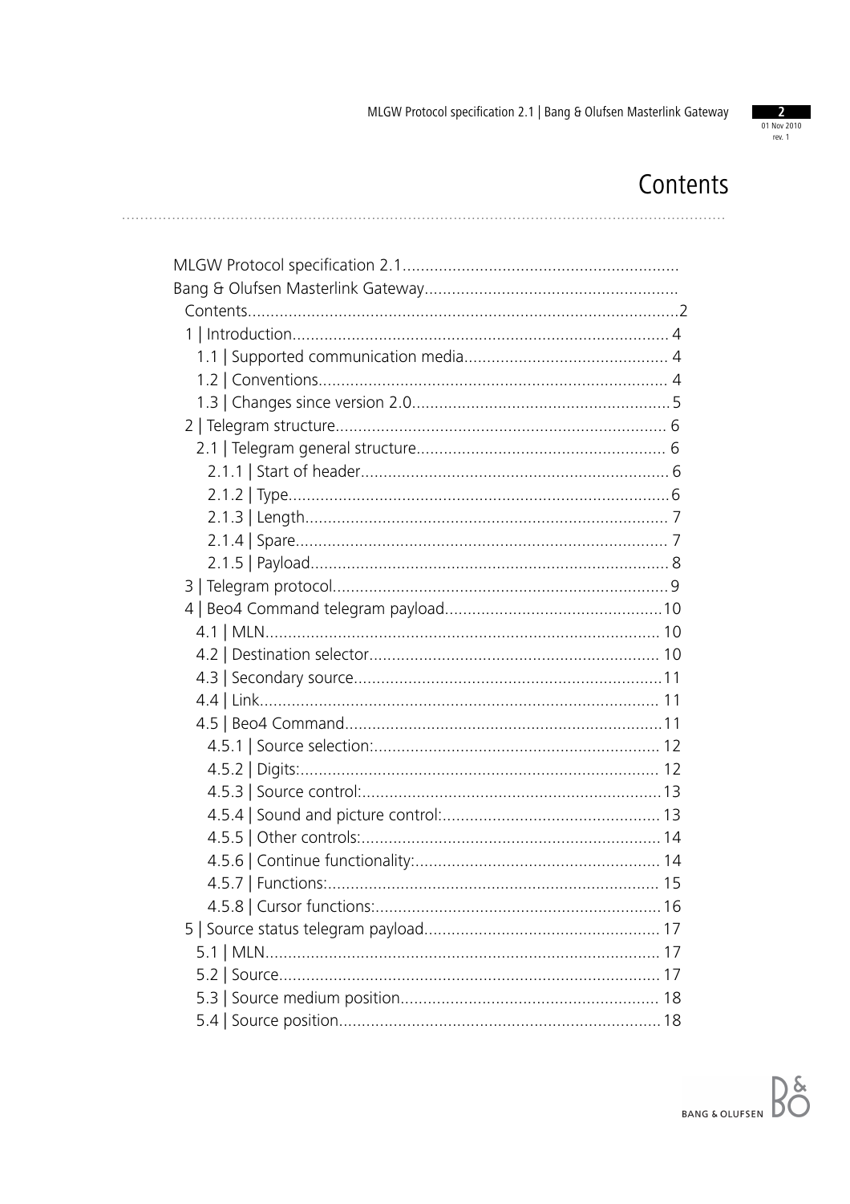# Contents

- MLGW Protocol specification 2.1
- Bang & Olufsen Masterlink Gateway
  - Contents ..... 2
  - 1 | Introduction ..... 4
    - 1.1 | Supported communication media ..... 4
    - 1.2 | Conventions ..... 4
    - 1.3 | Changes since version 2.0 ..... 5
  - 2 | Telegram structure ..... 6
    - 2.1 | Telegram general structure ..... 6
      - 2.1.1 | Start of header ..... 6
      - 2.1.2 | Type ..... 6
      - 2.1.3 | Length ..... 7
      - 2.1.4 | Spare ..... 7
      - 2.1.5 | Payload ..... 8
  - 3 | Telegram protocol ..... 9
  - 4 | Beo4 Command telegram payload ..... 10
    - 4.1 | MLN ..... 10
    - 4.2 | Destination selector ..... 10
    - 4.3 | Secondary source ..... 11
    - 4.4 | Link ..... 11
    - 4.5 | Beo4 Command ..... 11
      - 4.5.1 | Source selection: ..... 12
      - 4.5.2 | Digits: ..... 12
      - 4.5.3 | Source control: ..... 13
      - 4.5.4 | Sound and picture control: ..... 13
      - 4.5.5 | Other controls: ..... 14
      - 4.5.6 | Continue functionality: ..... 14
      - 4.5.7 | Functions: ..... 15
      - 4.5.8 | Cursor functions: ..... 16
  - 5 | Source status telegram payload ..... 17
    - 5.1 | MLN ..... 17
    - 5.2 | Source ..... 17
    - 5.3 | Source medium position ..... 18
    - 5.4 | Source position ..... 18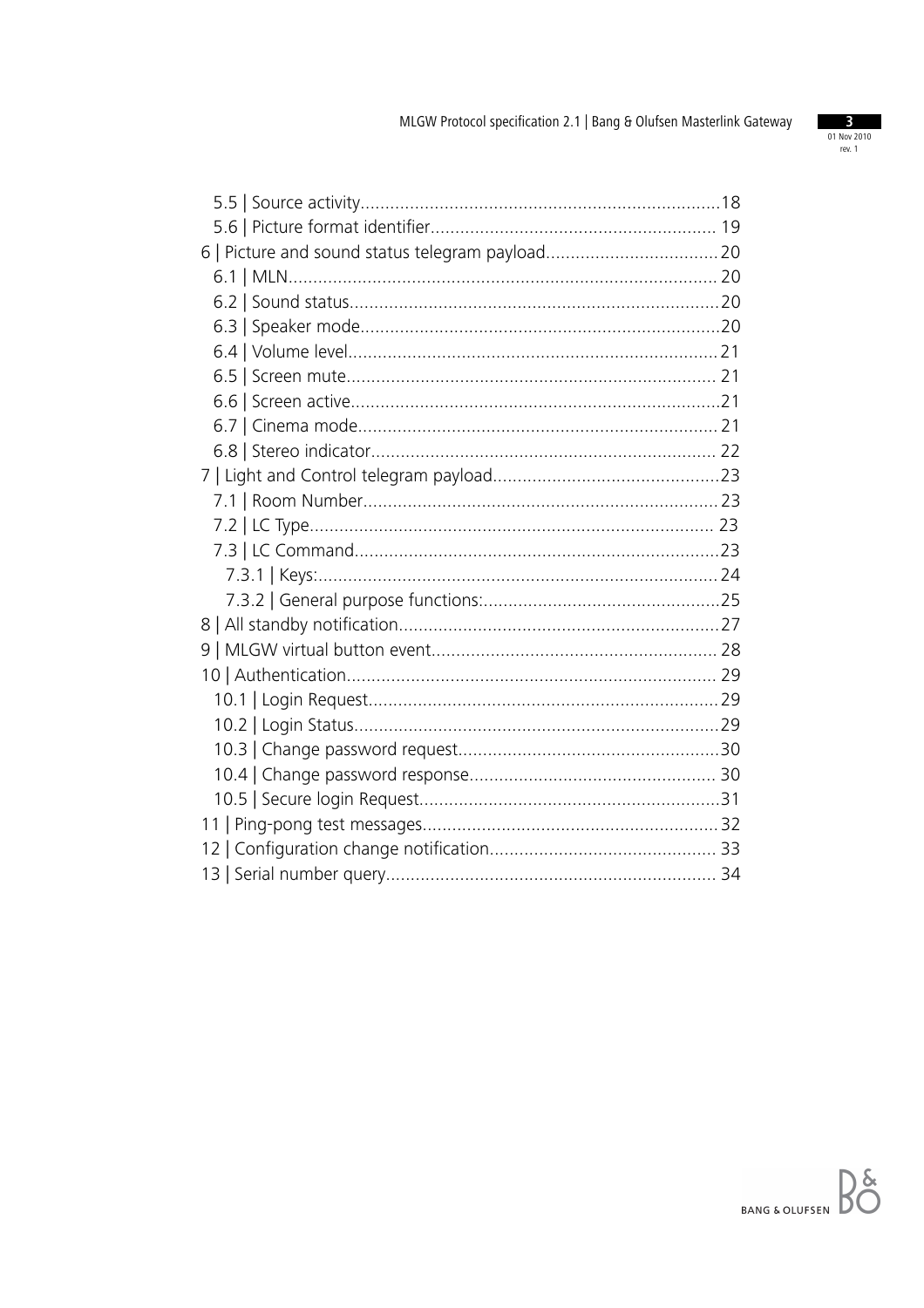- 5.5 | Source activity........................................................................18
- 5.6 | Picture format identifier......................................................... 19
- 6 | Picture and sound status telegram payload..................................20
  - 6.1 | MLN...................................................................................... 20
  - 6.2 | Sound status..........................................................................20
  - 6.3 | Speaker mode........................................................................20
  - 6.4 | Volume level..........................................................................21
  - 6.5 | Screen mute.......................................................................... 21
  - 6.6 | Screen active..........................................................................21
  - 6.7 | Cinema mode........................................................................ 21
  - 6.8 | Stereo indicator..................................................................... 22
- 7 | Light and Control telegram payload.............................................23
  - 7.1 | Room Number.......................................................................23
  - 7.2 | LC Type................................................................................. 23
  - 7.3 | LC Command.........................................................................23
    - 7.3.1 | Keys:................................................................................24
    - 7.3.2 | General purpose functions:................................................25
- 8 | All standby notification................................................................27
- 9 | MLGW virtual button event......................................................... 28
- 10 | Authentication.......................................................................... 29
  - 10.1 | Login Request......................................................................29
  - 10.2 | Login Status.........................................................................29
  - 10.3 | Change password request....................................................30
  - 10.4 | Change password response.................................................. 30
  - 10.5 | Secure login Request............................................................31
- 11 | Ping-pong test messages...........................................................32
- 12 | Configuration change notification............................................. 33
- 13 | Serial number query.................................................................. 34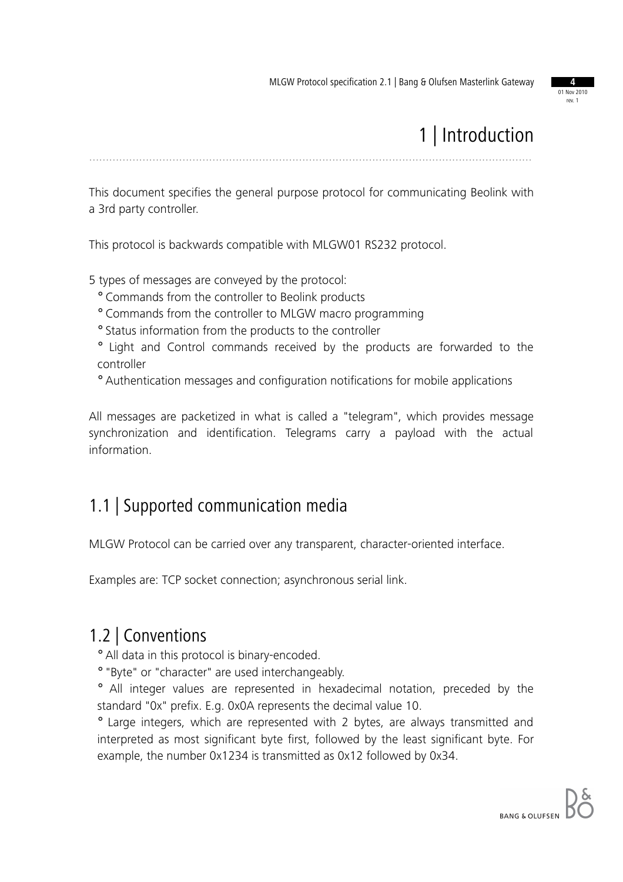# 1 | Introduction

This document specifies the general purpose protocol for communicating Beolink with a 3rd party controller.

This protocol is backwards compatible with MLGW01 RS232 protocol.

5 types of messages are conveyed by the protocol:

- Commands from the controller to Beolink products
- Commands from the controller to MLGW macro programming
- Status information from the products to the controller
- Light and Control commands received by the products are forwarded to the controller
- Authentication messages and configuration notifications for mobile applications

All messages are packetized in what is called a "telegram", which provides message synchronization and identification. Telegrams carry a payload with the actual information.

## 1.1 | Supported communication media

MLGW Protocol can be carried over any transparent, character-oriented interface.

Examples are: TCP socket connection; asynchronous serial link.

## 1.2 | Conventions

- All data in this protocol is binary-encoded.
- "Byte" or "character" are used interchangeably.
- All integer values are represented in hexadecimal notation, preceded by the standard "0x" prefix. E.g. 0x0A represents the decimal value 10.
- Large integers, which are represented with 2 bytes, are always transmitted and interpreted as most significant byte first, followed by the least significant byte. For example, the number 0x1234 is transmitted as 0x12 followed by 0x34.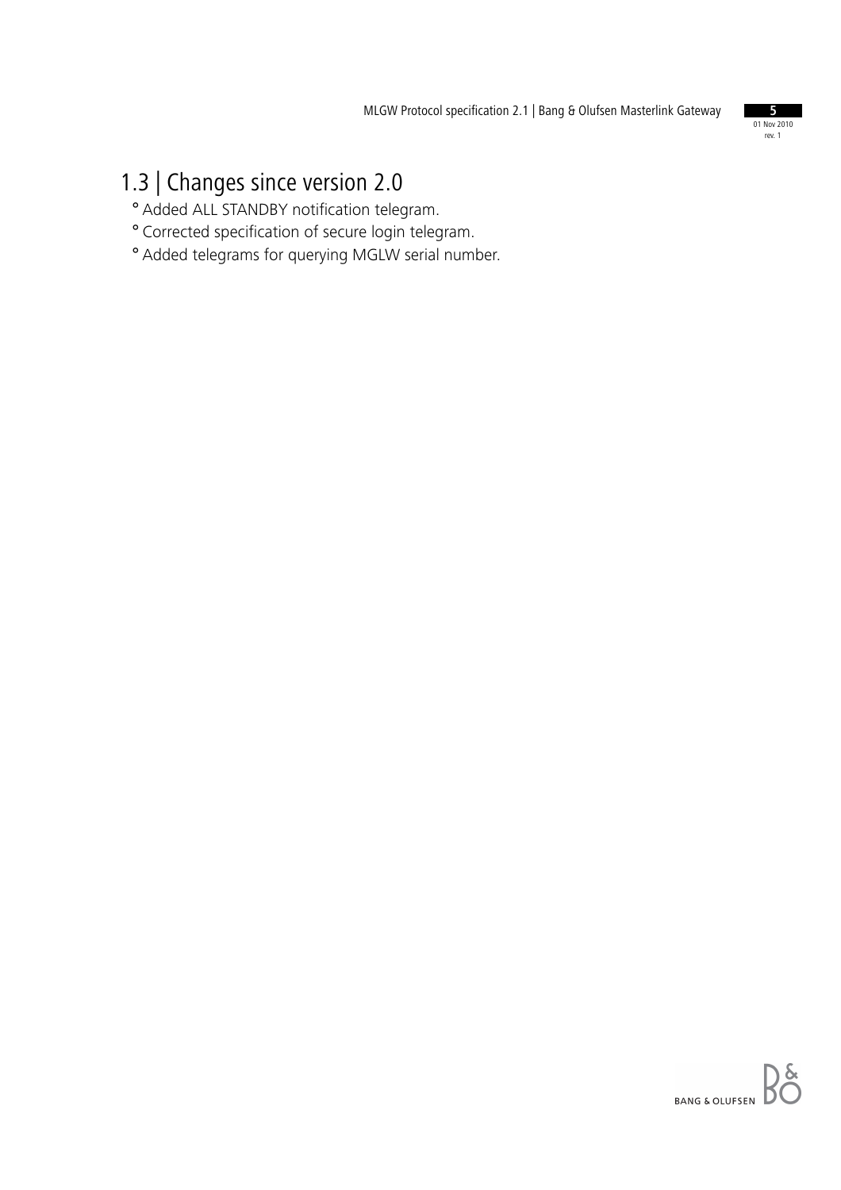## 1.3 | Changes since version 2.0

- Added ALL STANDBY notification telegram.
- Corrected specification of secure login telegram.
- Added telegrams for querying MGLW serial number.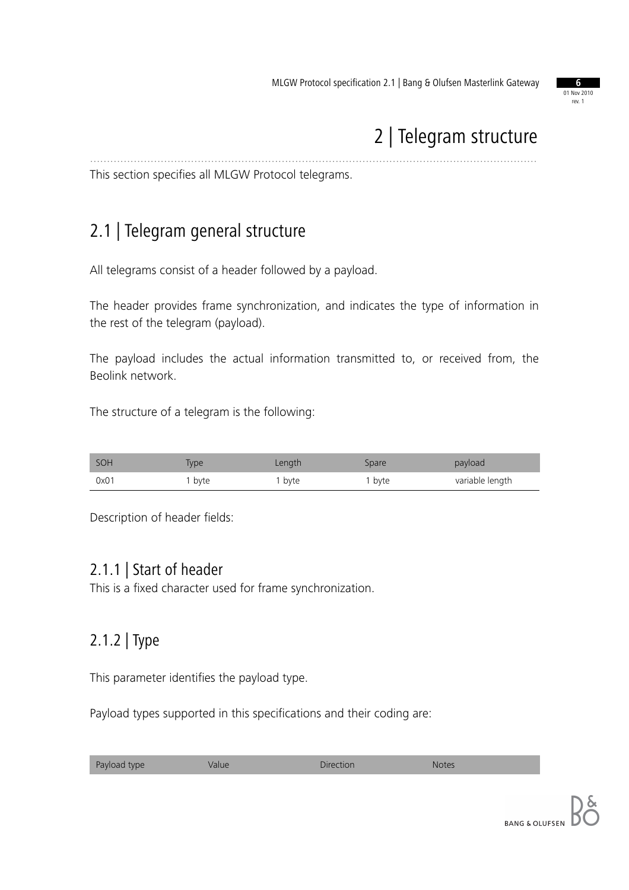# 2 | Telegram structure

This section specifies all MLGW Protocol telegrams.

## 2.1 | Telegram general structure

All telegrams consist of a header followed by a payload.

The header provides frame synchronization, and indicates the type of information in the rest of the telegram (payload).

The payload includes the actual information transmitted to, or received from, the Beolink network.

The structure of a telegram is the following:

| SOH | Type | Length | Spare | payload |
|---|---|---|---|---|
| 0x01 | 1 byte | 1 byte | 1 byte | variable length |

Description of header fields:

### 2.1.1 | Start of header

This is a fixed character used for frame synchronization.

### 2.1.2 | Type

This parameter identifies the payload type.

Payload types supported in this specifications and their coding are:

| Payload type | Value | Direction | Notes |
|---|---|---|---|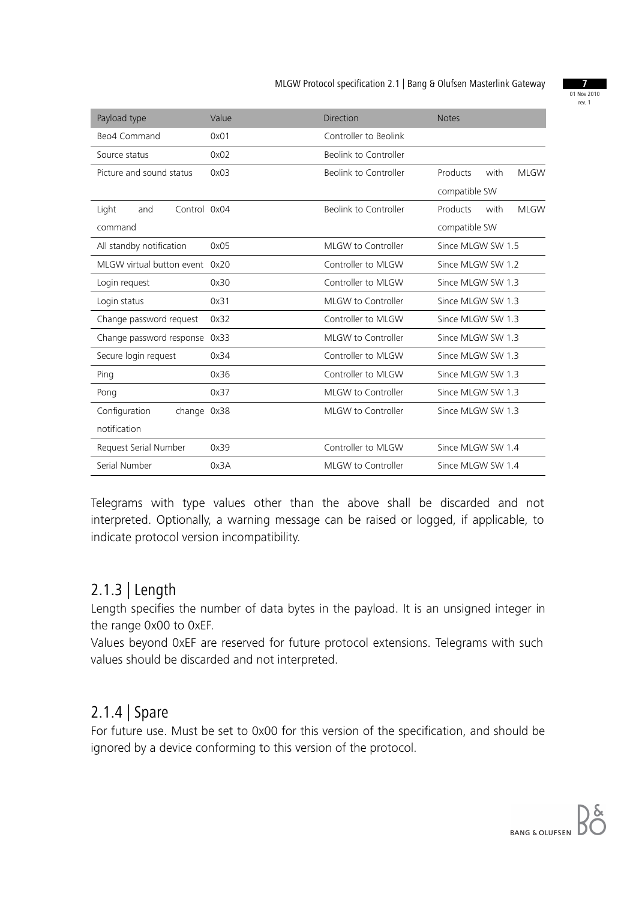| Payload type | Value | Direction | Notes |
| --- | --- | --- | --- |
| Beo4 Command | 0x01 | Controller to Beolink | |
| Source status | 0x02 | Beolink to Controller | |
| Picture and sound status | 0x03 | Beolink to Controller | Products with MLGW compatible SW |
| Light and Control command | 0x04 | Beolink to Controller | Products with MLGW compatible SW |
| All standby notification | 0x05 | MLGW to Controller | Since MLGW SW 1.5 |
| MLGW virtual button event | 0x20 | Controller to MLGW | Since MLGW SW 1.2 |
| Login request | 0x30 | Controller to MLGW | Since MLGW SW 1.3 |
| Login status | 0x31 | MLGW to Controller | Since MLGW SW 1.3 |
| Change password request | 0x32 | Controller to MLGW | Since MLGW SW 1.3 |
| Change password response | 0x33 | MLGW to Controller | Since MLGW SW 1.3 |
| Secure login request | 0x34 | Controller to MLGW | Since MLGW SW 1.3 |
| Ping | 0x36 | Controller to MLGW | Since MLGW SW 1.3 |
| Pong | 0x37 | MLGW to Controller | Since MLGW SW 1.3 |
| Configuration change notification | 0x38 | MLGW to Controller | Since MLGW SW 1.3 |
| Request Serial Number | 0x39 | Controller to MLGW | Since MLGW SW 1.4 |
| Serial Number | 0x3A | MLGW to Controller | Since MLGW SW 1.4 |

Telegrams with type values other than the above shall be discarded and not interpreted. Optionally, a warning message can be raised or logged, if applicable, to indicate protocol version incompatibility.

### 2.1.3 | Length

Length specifies the number of data bytes in the payload. It is an unsigned integer in the range 0x00 to 0xEF.

Values beyond 0xEF are reserved for future protocol extensions. Telegrams with such values should be discarded and not interpreted.

### 2.1.4 | Spare

For future use. Must be set to 0x00 for this version of the specification, and should be ignored by a device conforming to this version of the protocol.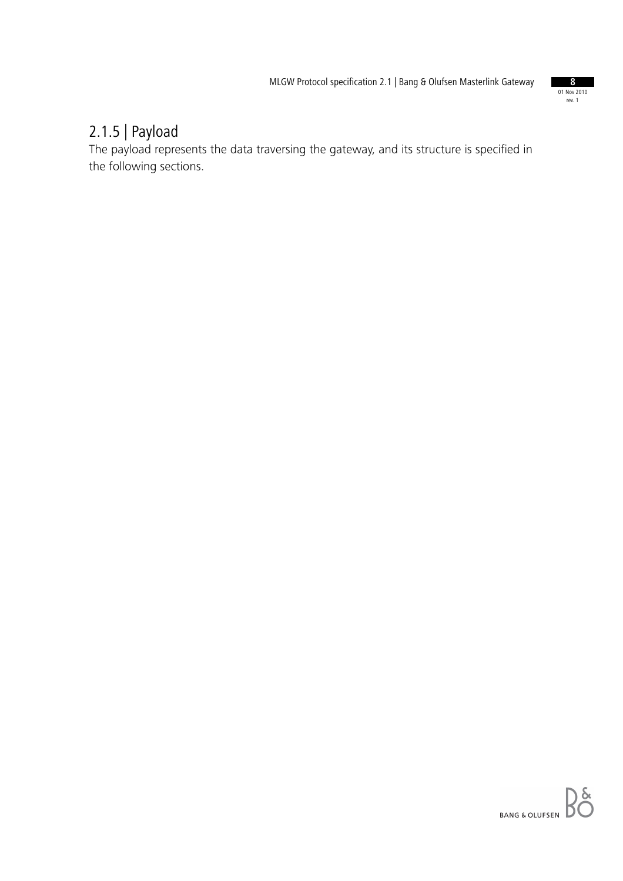### 2.1.5 | Payload

The payload represents the data traversing the gateway, and its structure is specified in the following sections.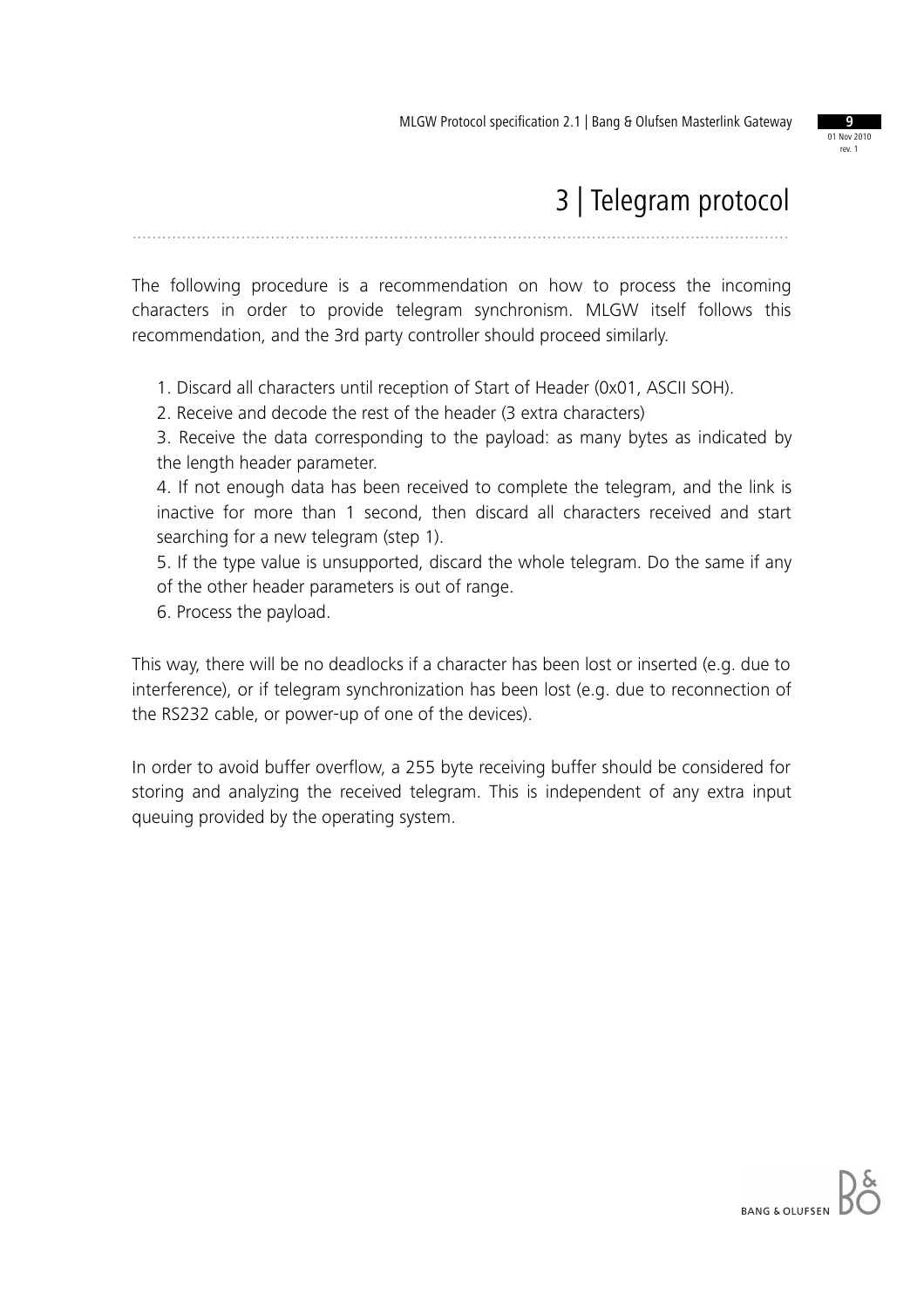# 3 | Telegram protocol

The following procedure is a recommendation on how to process the incoming characters in order to provide telegram synchronism. MLGW itself follows this recommendation, and the 3rd party controller should proceed similarly.

1. Discard all characters until reception of Start of Header (0x01, ASCII SOH).
2. Receive and decode the rest of the header (3 extra characters)
3. Receive the data corresponding to the payload: as many bytes as indicated by the length header parameter.
4. If not enough data has been received to complete the telegram, and the link is inactive for more than 1 second, then discard all characters received and start searching for a new telegram (step 1).
5. If the type value is unsupported, discard the whole telegram. Do the same if any of the other header parameters is out of range.
6. Process the payload.

This way, there will be no deadlocks if a character has been lost or inserted (e.g. due to interference), or if telegram synchronization has been lost (e.g. due to reconnection of the RS232 cable, or power-up of one of the devices).

In order to avoid buffer overflow, a 255 byte receiving buffer should be considered for storing and analyzing the received telegram. This is independent of any extra input queuing provided by the operating system.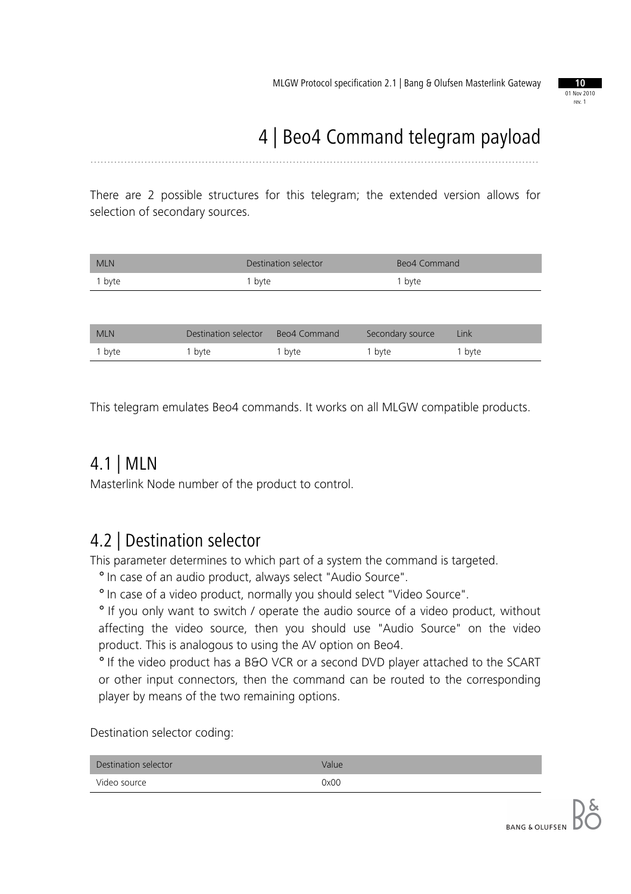# 4 | Beo4 Command telegram payload

There are 2 possible structures for this telegram; the extended version allows for selection of secondary sources.

| MLN | Destination selector | Beo4 Command |
|---|---|---|
| 1 byte | 1 byte | 1 byte |

| MLN | Destination selector | Beo4 Command | Secondary source | Link |
|---|---|---|---|---|
| 1 byte | 1 byte | 1 byte | 1 byte | 1 byte |

This telegram emulates Beo4 commands. It works on all MLGW compatible products.

## 4.1 | MLN

Masterlink Node number of the product to control.

## 4.2 | Destination selector

This parameter determines to which part of a system the command is targeted.

° In case of an audio product, always select "Audio Source".

° In case of a video product, normally you should select "Video Source".

° If you only want to switch / operate the audio source of a video product, without affecting the video source, then you should use "Audio Source" on the video product. This is analogous to using the AV option on Beo4.

° If the video product has a B&O VCR or a second DVD player attached to the SCART or other input connectors, then the command can be routed to the corresponding player by means of the two remaining options.

Destination selector coding:

| Destination selector | Value |
|---|---|
| Video source | 0x00 |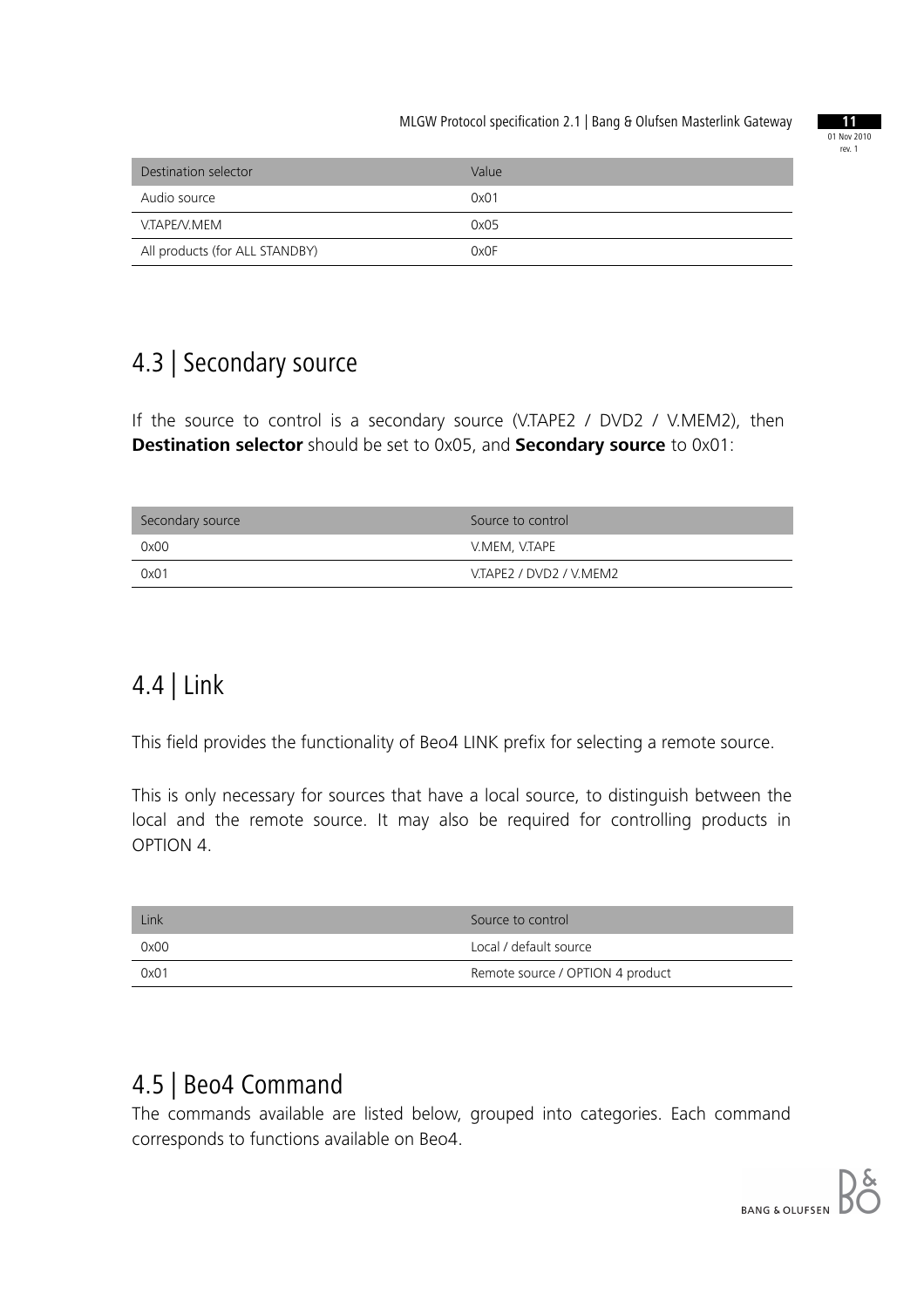| Destination selector | Value |
| --- | --- |
| Audio source | 0x01 |
| V.TAPE/V.MEM | 0x05 |
| All products (for ALL STANDBY) | 0x0F |

## 4.3 | Secondary source

If the source to control is a secondary source (V.TAPE2 / DVD2 / V.MEM2), then **Destination selector** should be set to 0x05, and **Secondary source** to 0x01:

| Secondary source | Source to control |
| --- | --- |
| 0x00 | V.MEM, V.TAPE |
| 0x01 | V.TAPE2 / DVD2 / V.MEM2 |

## 4.4 | Link

This field provides the functionality of Beo4 LINK prefix for selecting a remote source.

This is only necessary for sources that have a local source, to distinguish between the local and the remote source. It may also be required for controlling products in OPTION 4.

| Link | Source to control |
| --- | --- |
| 0x00 | Local / default source |
| 0x01 | Remote source / OPTION 4 product |

## 4.5 | Beo4 Command

The commands available are listed below, grouped into categories. Each command corresponds to functions available on Beo4.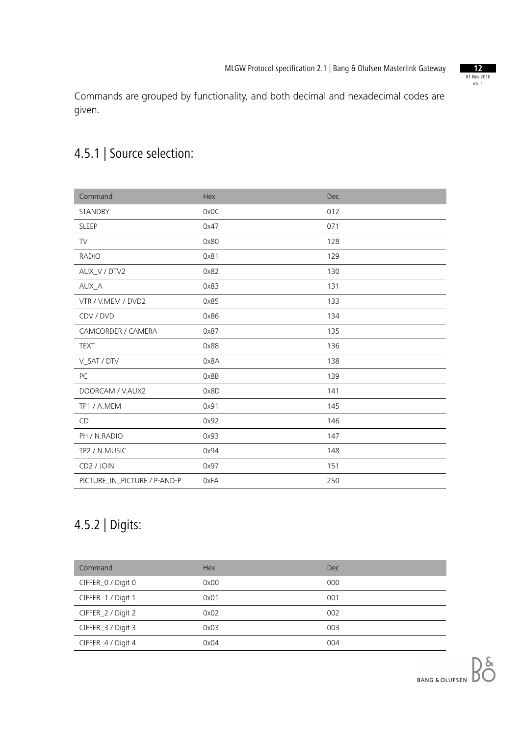Commands are grouped by functionality, and both decimal and hexadecimal codes are given.

## 4.5.1 | Source selection:

| Command | Hex | Dec |
| --- | --- | --- |
| STANDBY | 0x0C | 012 |
| SLEEP | 0x47 | 071 |
| TV | 0x80 | 128 |
| RADIO | 0x81 | 129 |
| AUX_V / DTV2 | 0x82 | 130 |
| AUX_A | 0x83 | 131 |
| VTR / V.MEM / DVD2 | 0x85 | 133 |
| CDV / DVD | 0x86 | 134 |
| CAMCORDER / CAMERA | 0x87 | 135 |
| TEXT | 0x88 | 136 |
| V_SAT / DTV | 0x8A | 138 |
| PC | 0x8B | 139 |
| DOORCAM / V.AUX2 | 0x8D | 141 |
| TP1 / A.MEM | 0x91 | 145 |
| CD | 0x92 | 146 |
| PH / N.RADIO | 0x93 | 147 |
| TP2 / N.MUSIC | 0x94 | 148 |
| CD2 / JOIN | 0x97 | 151 |
| PICTURE_IN_PICTURE / P-AND-P | 0xFA | 250 |

## 4.5.2 | Digits:

| Command | Hex | Dec |
| --- | --- | --- |
| CIFFER_0 / Digit 0 | 0x00 | 000 |
| CIFFER_1 / Digit 1 | 0x01 | 001 |
| CIFFER_2 / Digit 2 | 0x02 | 002 |
| CIFFER_3 / Digit 3 | 0x03 | 003 |
| CIFFER_4 / Digit 4 | 0x04 | 004 |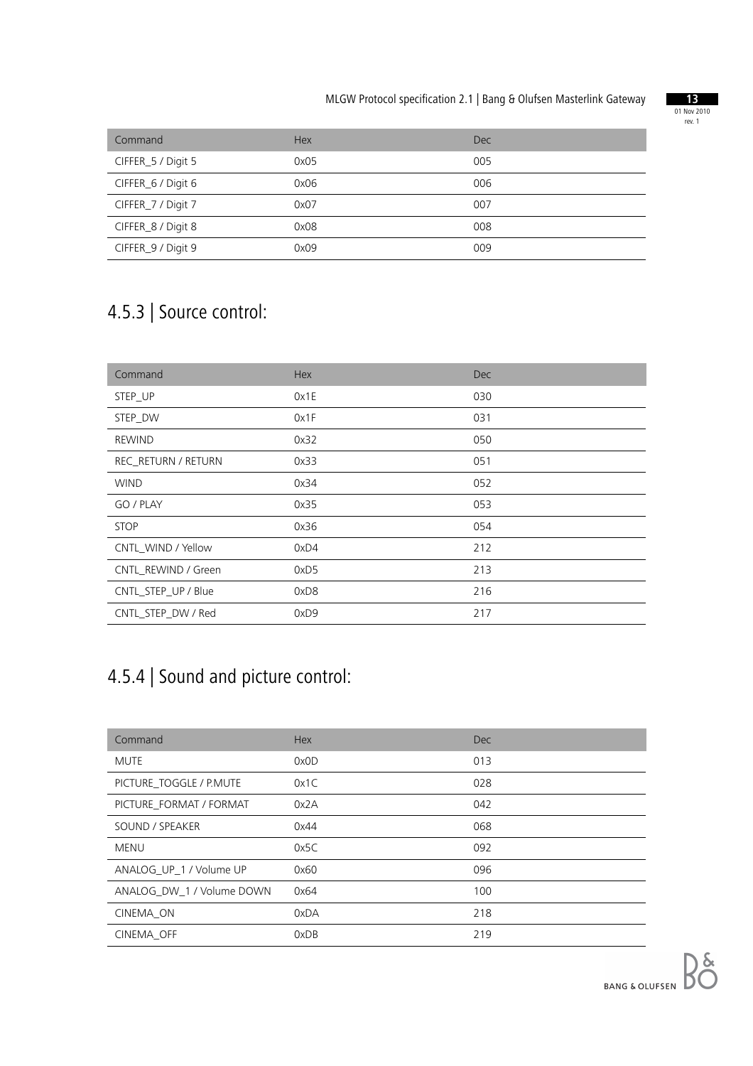| Command | Hex | Dec |
|---|---|---|
| CIFFER_5 / Digit 5 | 0x05 | 005 |
| CIFFER_6 / Digit 6 | 0x06 | 006 |
| CIFFER_7 / Digit 7 | 0x07 | 007 |
| CIFFER_8 / Digit 8 | 0x08 | 008 |
| CIFFER_9 / Digit 9 | 0x09 | 009 |

## 4.5.3 | Source control:

| Command | Hex | Dec |
|---|---|---|
| STEP_UP | 0x1E | 030 |
| STEP_DW | 0x1F | 031 |
| REWIND | 0x32 | 050 |
| REC_RETURN / RETURN | 0x33 | 051 |
| WIND | 0x34 | 052 |
| GO / PLAY | 0x35 | 053 |
| STOP | 0x36 | 054 |
| CNTL_WIND / Yellow | 0xD4 | 212 |
| CNTL_REWIND / Green | 0xD5 | 213 |
| CNTL_STEP_UP / Blue | 0xD8 | 216 |
| CNTL_STEP_DW / Red | 0xD9 | 217 |

## 4.5.4 | Sound and picture control:

| Command | Hex | Dec |
|---|---|---|
| MUTE | 0x0D | 013 |
| PICTURE_TOGGLE / P.MUTE | 0x1C | 028 |
| PICTURE_FORMAT / FORMAT | 0x2A | 042 |
| SOUND / SPEAKER | 0x44 | 068 |
| MENU | 0x5C | 092 |
| ANALOG_UP_1 / Volume UP | 0x60 | 096 |
| ANALOG_DW_1 / Volume DOWN | 0x64 | 100 |
| CINEMA_ON | 0xDA | 218 |
| CINEMA_OFF | 0xDB | 219 |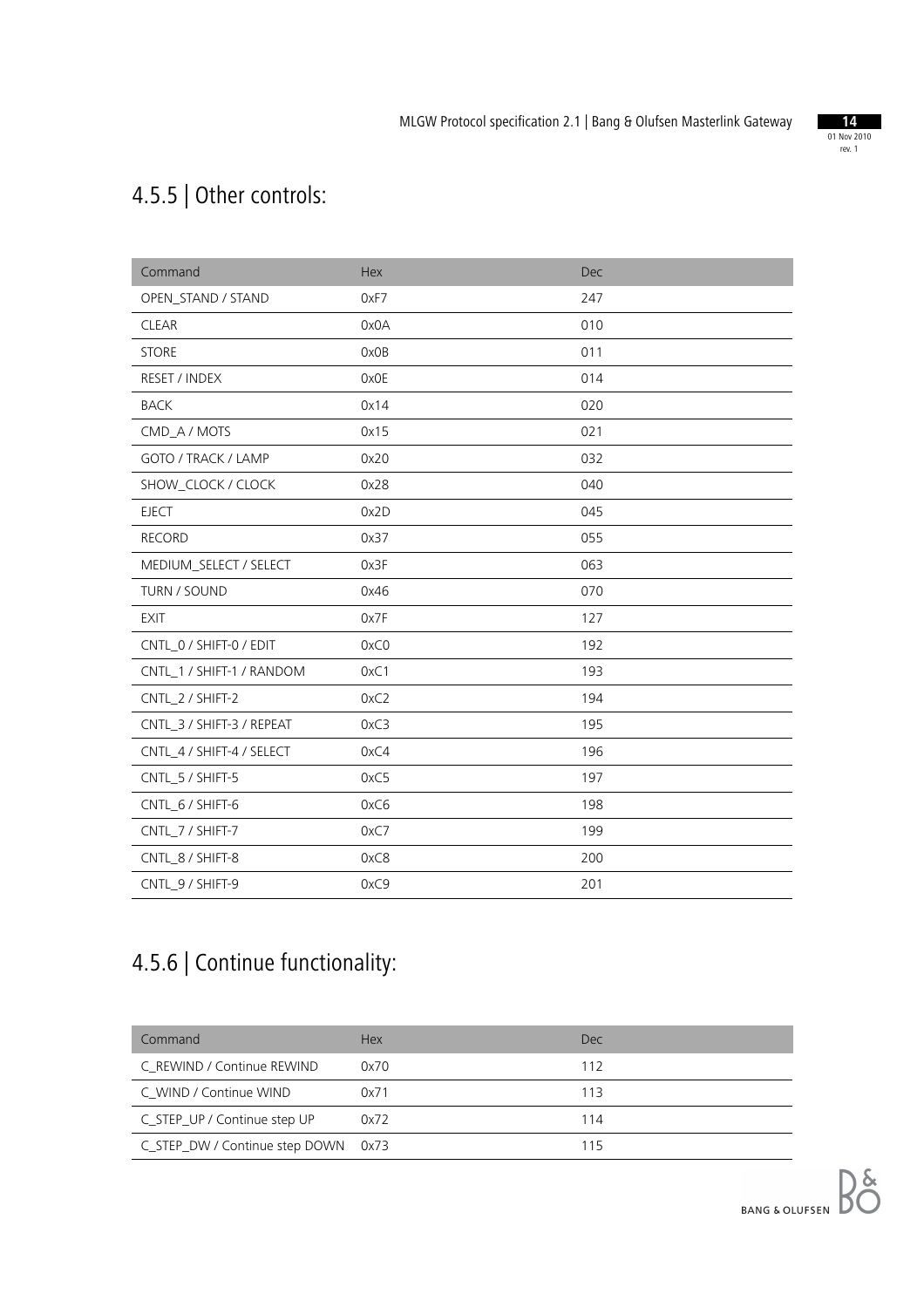## 4.5.5 | Other controls:

| Command | Hex | Dec |
|---|---|---|
| OPEN_STAND / STAND | 0xF7 | 247 |
| CLEAR | 0x0A | 010 |
| STORE | 0x0B | 011 |
| RESET / INDEX | 0x0E | 014 |
| BACK | 0x14 | 020 |
| CMD_A / MOTS | 0x15 | 021 |
| GOTO / TRACK / LAMP | 0x20 | 032 |
| SHOW_CLOCK / CLOCK | 0x28 | 040 |
| EJECT | 0x2D | 045 |
| RECORD | 0x37 | 055 |
| MEDIUM_SELECT / SELECT | 0x3F | 063 |
| TURN / SOUND | 0x46 | 070 |
| EXIT | 0x7F | 127 |
| CNTL_0 / SHIFT-0 / EDIT | 0xC0 | 192 |
| CNTL_1 / SHIFT-1 / RANDOM | 0xC1 | 193 |
| CNTL_2 / SHIFT-2 | 0xC2 | 194 |
| CNTL_3 / SHIFT-3 / REPEAT | 0xC3 | 195 |
| CNTL_4 / SHIFT-4 / SELECT | 0xC4 | 196 |
| CNTL_5 / SHIFT-5 | 0xC5 | 197 |
| CNTL_6 / SHIFT-6 | 0xC6 | 198 |
| CNTL_7 / SHIFT-7 | 0xC7 | 199 |
| CNTL_8 / SHIFT-8 | 0xC8 | 200 |
| CNTL_9 / SHIFT-9 | 0xC9 | 201 |

## 4.5.6 | Continue functionality:

| Command | Hex | Dec |
|---|---|---|
| C_REWIND / Continue REWIND | 0x70 | 112 |
| C_WIND / Continue WIND | 0x71 | 113 |
| C_STEP_UP / Continue step UP | 0x72 | 114 |
| C_STEP_DW / Continue step DOWN | 0x73 | 115 |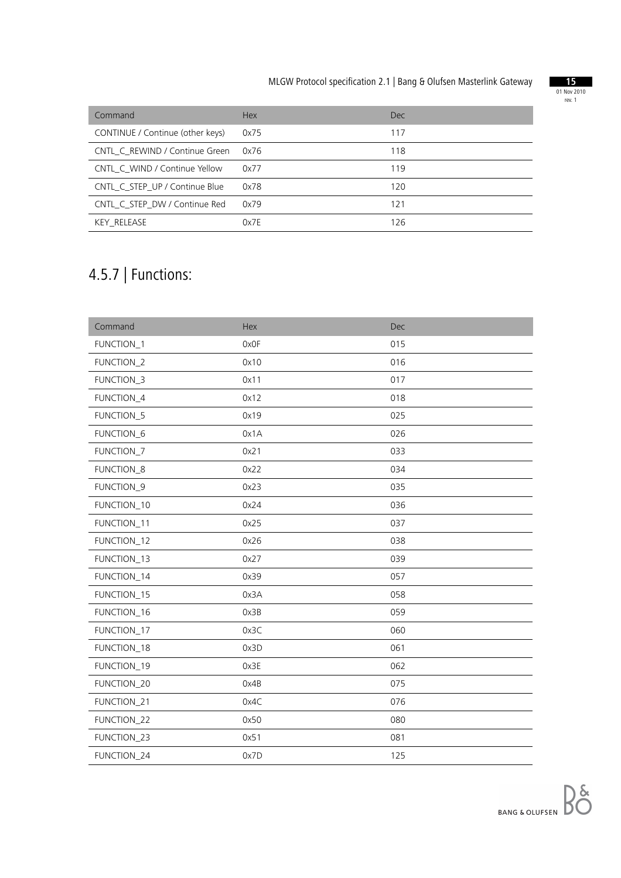| Command | Hex | Dec |
|---|---|---|
| CONTINUE / Continue (other keys) | 0x75 | 117 |
| CNTL_C_REWIND / Continue Green | 0x76 | 118 |
| CNTL_C_WIND / Continue Yellow | 0x77 | 119 |
| CNTL_C_STEP_UP / Continue Blue | 0x78 | 120 |
| CNTL_C_STEP_DW / Continue Red | 0x79 | 121 |
| KEY_RELEASE | 0x7E | 126 |

## 4.5.7 | Functions:

| Command | Hex | Dec |
|---|---|---|
| FUNCTION_1 | 0x0F | 015 |
| FUNCTION_2 | 0x10 | 016 |
| FUNCTION_3 | 0x11 | 017 |
| FUNCTION_4 | 0x12 | 018 |
| FUNCTION_5 | 0x19 | 025 |
| FUNCTION_6 | 0x1A | 026 |
| FUNCTION_7 | 0x21 | 033 |
| FUNCTION_8 | 0x22 | 034 |
| FUNCTION_9 | 0x23 | 035 |
| FUNCTION_10 | 0x24 | 036 |
| FUNCTION_11 | 0x25 | 037 |
| FUNCTION_12 | 0x26 | 038 |
| FUNCTION_13 | 0x27 | 039 |
| FUNCTION_14 | 0x39 | 057 |
| FUNCTION_15 | 0x3A | 058 |
| FUNCTION_16 | 0x3B | 059 |
| FUNCTION_17 | 0x3C | 060 |
| FUNCTION_18 | 0x3D | 061 |
| FUNCTION_19 | 0x3E | 062 |
| FUNCTION_20 | 0x4B | 075 |
| FUNCTION_21 | 0x4C | 076 |
| FUNCTION_22 | 0x50 | 080 |
| FUNCTION_23 | 0x51 | 081 |
| FUNCTION_24 | 0x7D | 125 |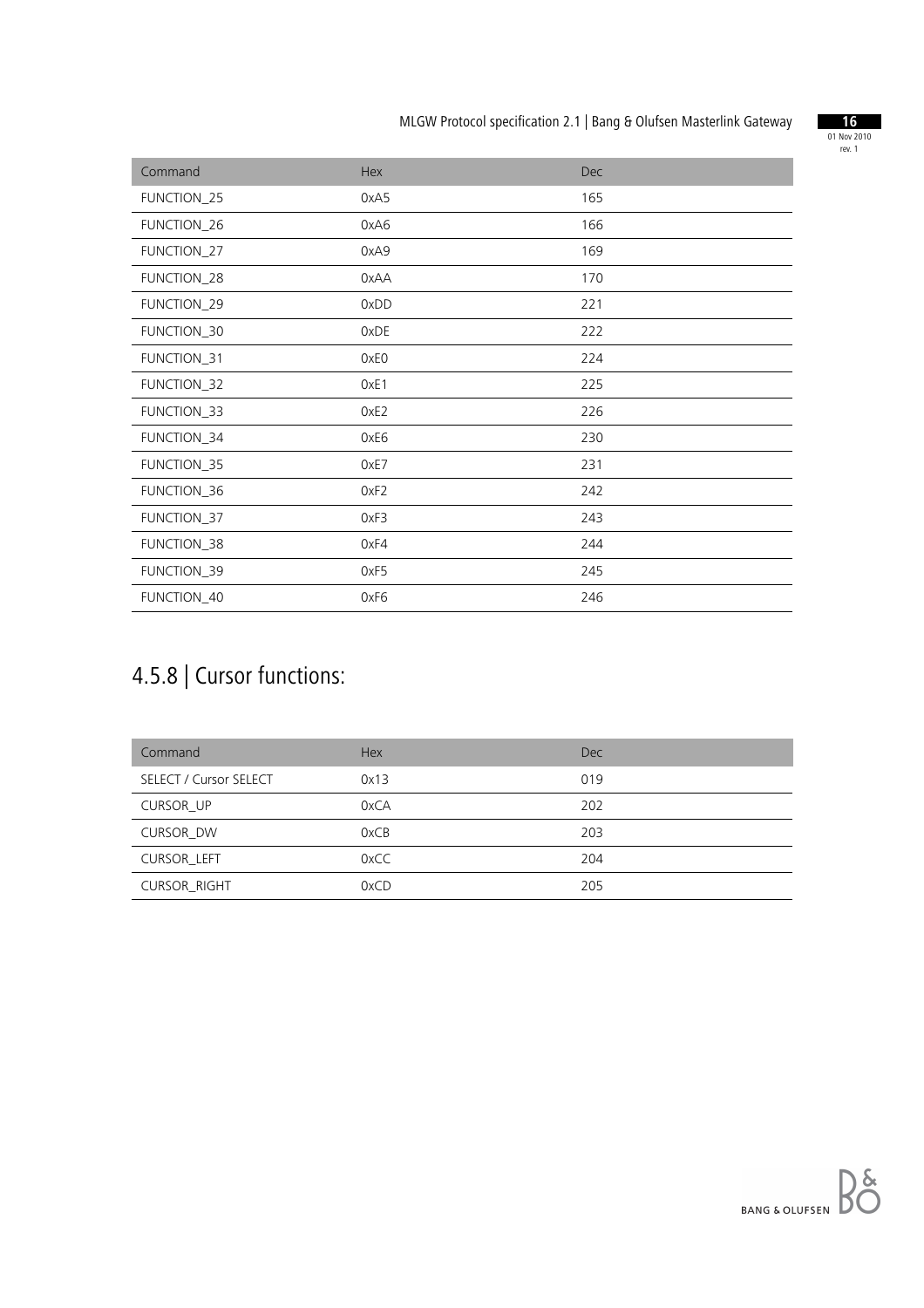| Command | Hex | Dec |
| --- | --- | --- |
| FUNCTION_25 | 0xA5 | 165 |
| FUNCTION_26 | 0xA6 | 166 |
| FUNCTION_27 | 0xA9 | 169 |
| FUNCTION_28 | 0xAA | 170 |
| FUNCTION_29 | 0xDD | 221 |
| FUNCTION_30 | 0xDE | 222 |
| FUNCTION_31 | 0xE0 | 224 |
| FUNCTION_32 | 0xE1 | 225 |
| FUNCTION_33 | 0xE2 | 226 |
| FUNCTION_34 | 0xE6 | 230 |
| FUNCTION_35 | 0xE7 | 231 |
| FUNCTION_36 | 0xF2 | 242 |
| FUNCTION_37 | 0xF3 | 243 |
| FUNCTION_38 | 0xF4 | 244 |
| FUNCTION_39 | 0xF5 | 245 |
| FUNCTION_40 | 0xF6 | 246 |

## 4.5.8 | Cursor functions:

| Command | Hex | Dec |
| --- | --- | --- |
| SELECT / Cursor SELECT | 0x13 | 019 |
| CURSOR_UP | 0xCA | 202 |
| CURSOR_DW | 0xCB | 203 |
| CURSOR_LEFT | 0xCC | 204 |
| CURSOR_RIGHT | 0xCD | 205 |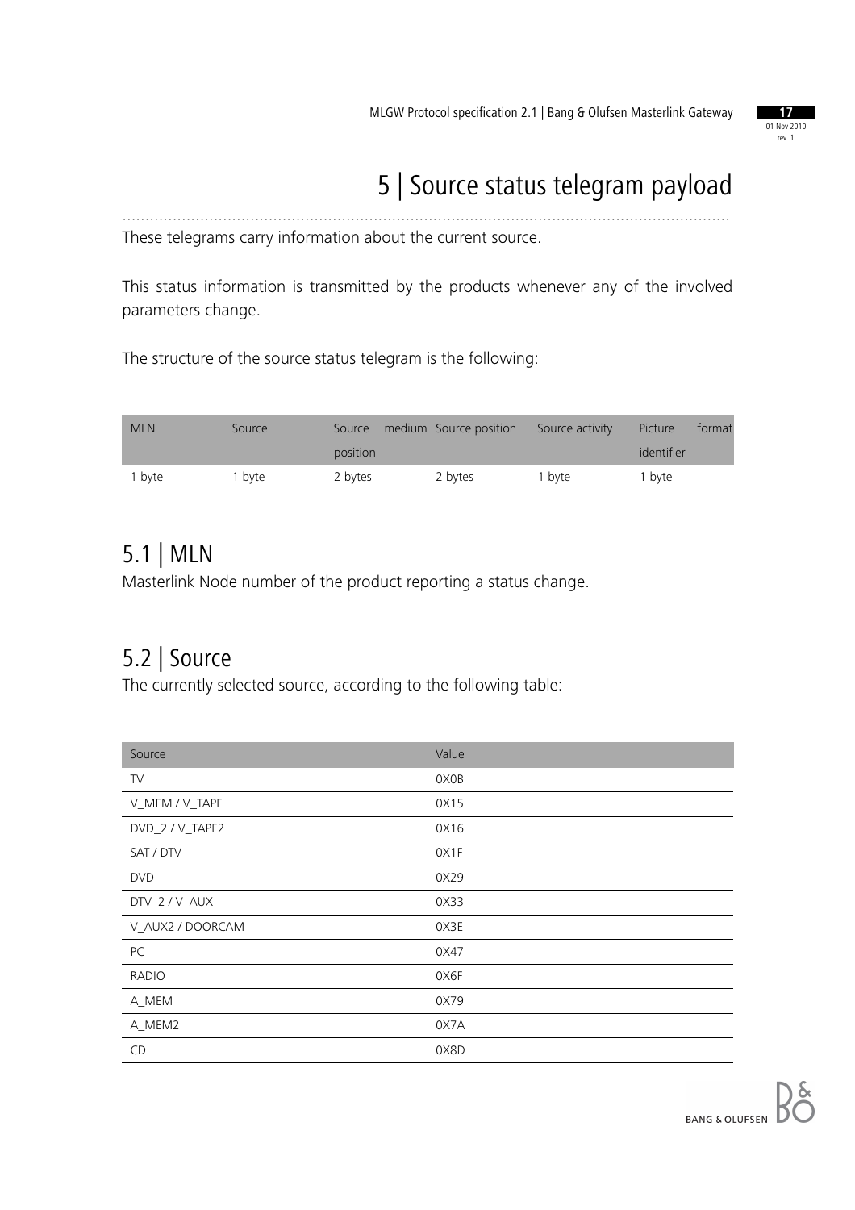# 5 | Source status telegram payload

These telegrams carry information about the current source.

This status information is transmitted by the products whenever any of the involved parameters change.

The structure of the source status telegram is the following:

| MLN | Source | Source medium position | Source position | Source activity | Picture format identifier |
|---|---|---|---|---|---|
| 1 byte | 1 byte | 2 bytes | 2 bytes | 1 byte | 1 byte |

## 5.1 | MLN

Masterlink Node number of the product reporting a status change.

## 5.2 | Source

The currently selected source, according to the following table:

| Source | Value |
|---|---|
| TV | 0X0B |
| V_MEM / V_TAPE | 0X15 |
| DVD_2 / V_TAPE2 | 0X16 |
| SAT / DTV | 0X1F |
| DVD | 0X29 |
| DTV_2 / V_AUX | 0X33 |
| V_AUX2 / DOORCAM | 0X3E |
| PC | 0X47 |
| RADIO | 0X6F |
| A_MEM | 0X79 |
| A_MEM2 | 0X7A |
| CD | 0X8D |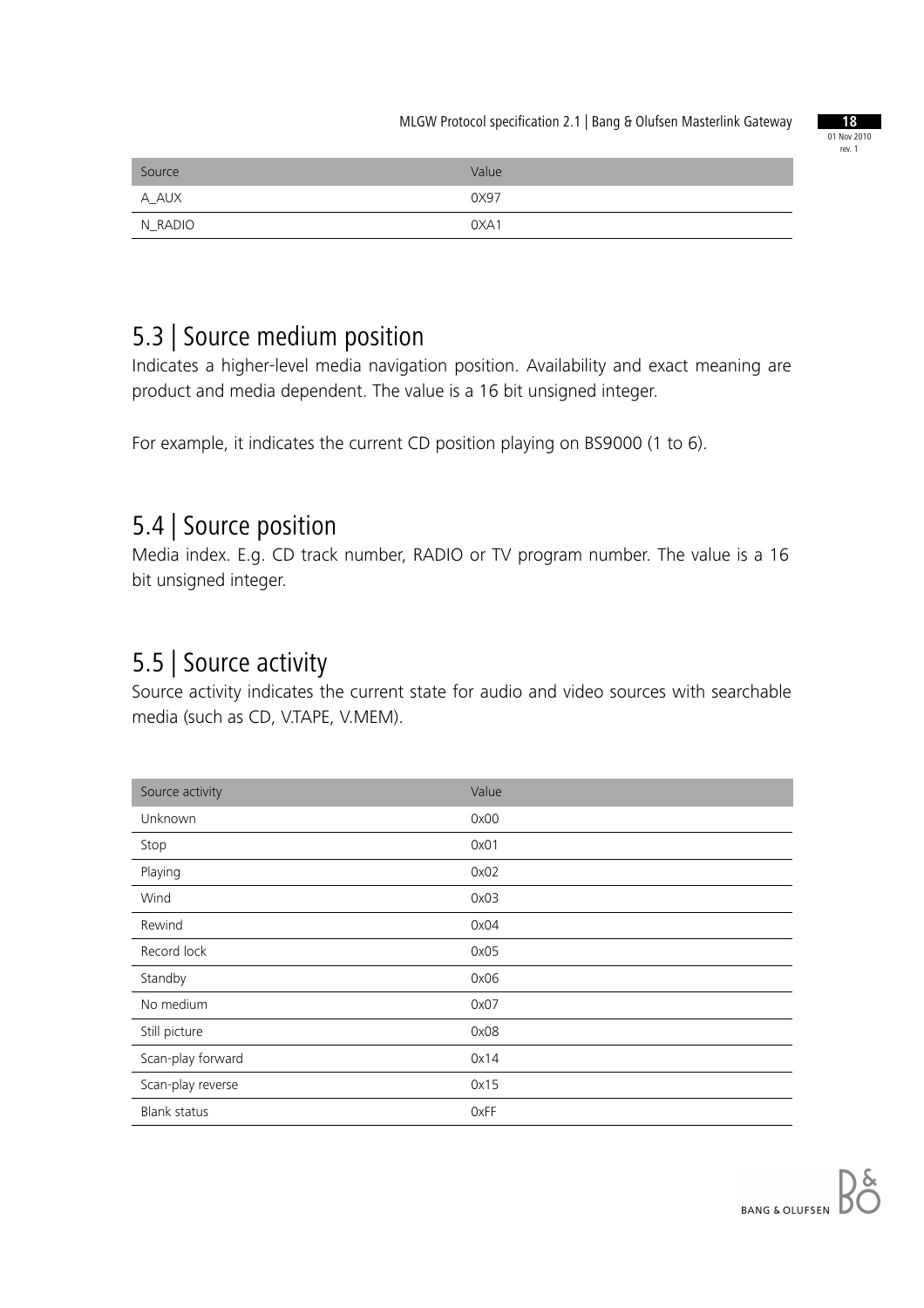| Source | Value |
| --- | --- |
| A_AUX | 0X97 |
| N_RADIO | 0XA1 |

## 5.3 | Source medium position

Indicates a higher-level media navigation position. Availability and exact meaning are product and media dependent. The value is a 16 bit unsigned integer.

For example, it indicates the current CD position playing on BS9000 (1 to 6).

## 5.4 | Source position

Media index. E.g. CD track number, RADIO or TV program number. The value is a 16 bit unsigned integer.

## 5.5 | Source activity

Source activity indicates the current state for audio and video sources with searchable media (such as CD, V.TAPE, V.MEM).

| Source activity | Value |
| --- | --- |
| Unknown | 0x00 |
| Stop | 0x01 |
| Playing | 0x02 |
| Wind | 0x03 |
| Rewind | 0x04 |
| Record lock | 0x05 |
| Standby | 0x06 |
| No medium | 0x07 |
| Still picture | 0x08 |
| Scan-play forward | 0x14 |
| Scan-play reverse | 0x15 |
| Blank status | 0xFF |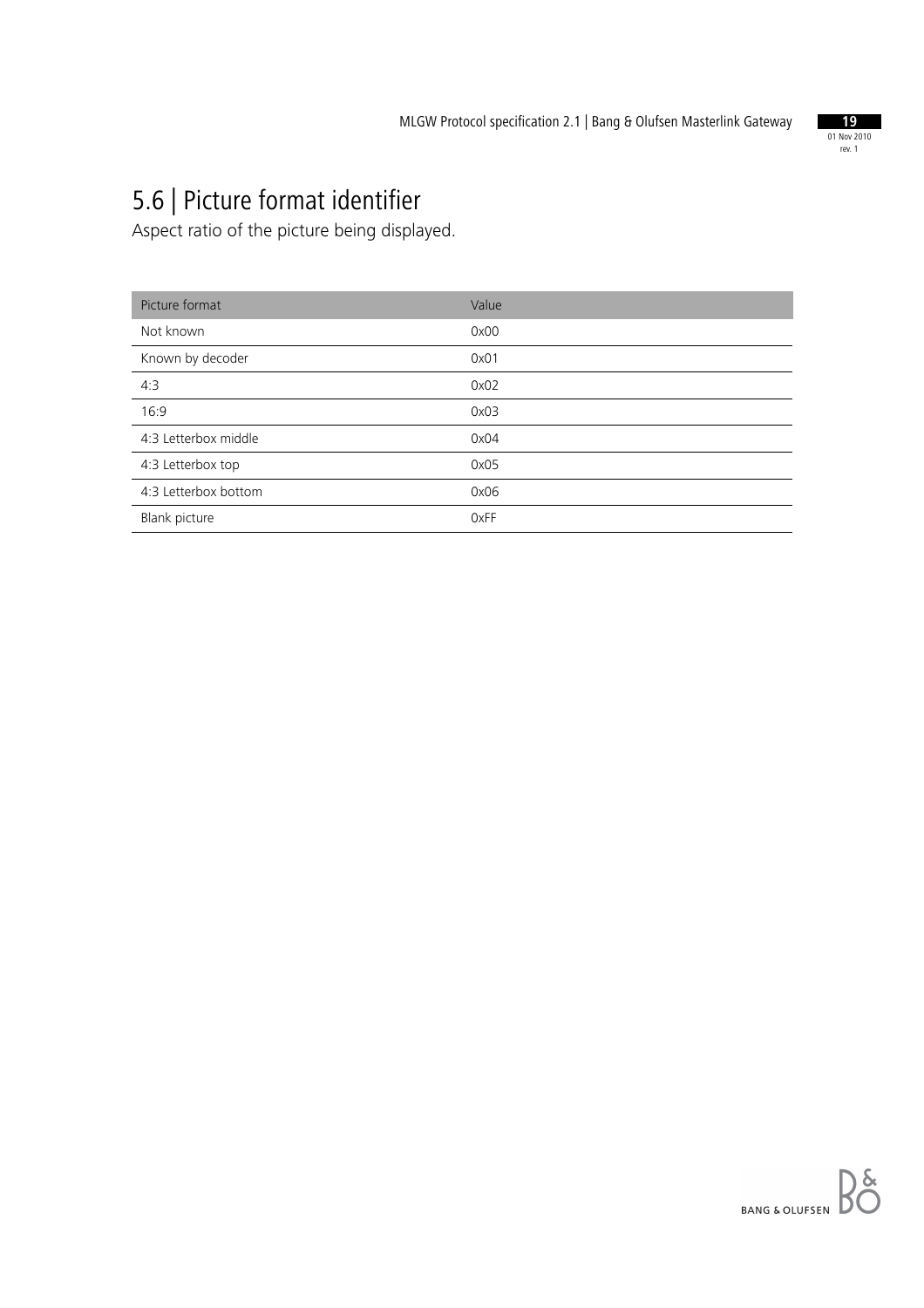## 5.6 | Picture format identifier

Aspect ratio of the picture being displayed.

| Picture format | Value |
| --- | --- |
| Not known | 0x00 |
| Known by decoder | 0x01 |
| 4:3 | 0x02 |
| 16:9 | 0x03 |
| 4:3 Letterbox middle | 0x04 |
| 4:3 Letterbox top | 0x05 |
| 4:3 Letterbox bottom | 0x06 |
| Blank picture | 0xFF |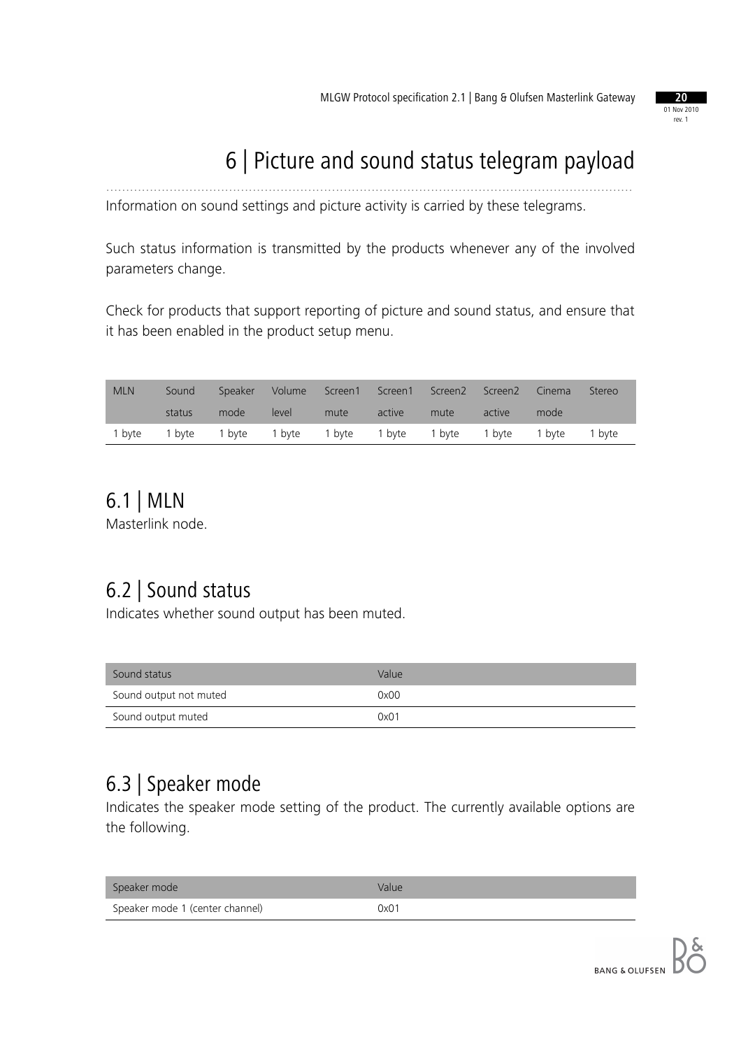# 6 | Picture and sound status telegram payload

Information on sound settings and picture activity is carried by these telegrams.

Such status information is transmitted by the products whenever any of the involved parameters change.

Check for products that support reporting of picture and sound status, and ensure that it has been enabled in the product setup menu.

| MLN | Sound status | Speaker mode | Volume level | Screen1 mute | Screen1 active | Screen2 mute | Screen2 active | Cinema mode | Stereo |
|---|---|---|---|---|---|---|---|---|---|
| 1 byte | 1 byte | 1 byte | 1 byte | 1 byte | 1 byte | 1 byte | 1 byte | 1 byte | 1 byte |

## 6.1 | MLN

Masterlink node.

## 6.2 | Sound status

Indicates whether sound output has been muted.

| Sound status | Value |
|---|---|
| Sound output not muted | 0x00 |
| Sound output muted | 0x01 |

## 6.3 | Speaker mode

Indicates the speaker mode setting of the product. The currently available options are the following.

| Speaker mode | Value |
|---|---|
| Speaker mode 1 (center channel) | 0x01 |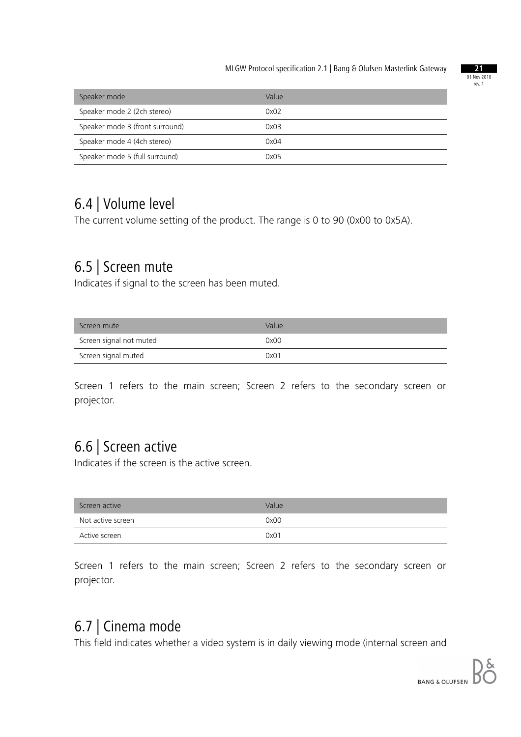| Speaker mode | Value |
|---|---|
| Speaker mode 2 (2ch stereo) | 0x02 |
| Speaker mode 3 (front surround) | 0x03 |
| Speaker mode 4 (4ch stereo) | 0x04 |
| Speaker mode 5 (full surround) | 0x05 |

## 6.4 | Volume level

The current volume setting of the product. The range is 0 to 90 (0x00 to 0x5A).

## 6.5 | Screen mute

Indicates if signal to the screen has been muted.

| Screen mute | Value |
|---|---|
| Screen signal not muted | 0x00 |
| Screen signal muted | 0x01 |

Screen 1 refers to the main screen; Screen 2 refers to the secondary screen or projector.

## 6.6 | Screen active

Indicates if the screen is the active screen.

| Screen active | Value |
|---|---|
| Not active screen | 0x00 |
| Active screen | 0x01 |

Screen 1 refers to the main screen; Screen 2 refers to the secondary screen or projector.

## 6.7 | Cinema mode

This field indicates whether a video system is in daily viewing mode (internal screen and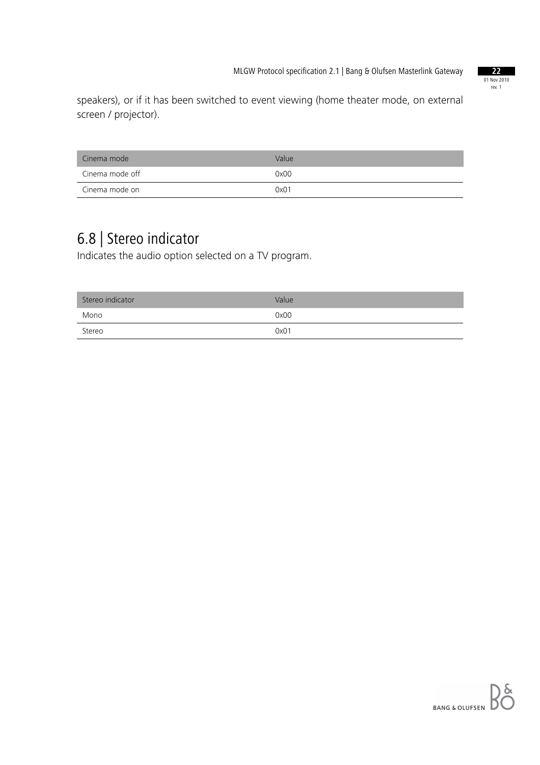speakers), or if it has been switched to event viewing (home theater mode, on external screen / projector).

| Cinema mode | Value |
| --- | --- |
| Cinema mode off | 0x00 |
| Cinema mode on | 0x01 |

## 6.8 | Stereo indicator

Indicates the audio option selected on a TV program.

| Stereo indicator | Value |
| --- | --- |
| Mono | 0x00 |
| Stereo | 0x01 |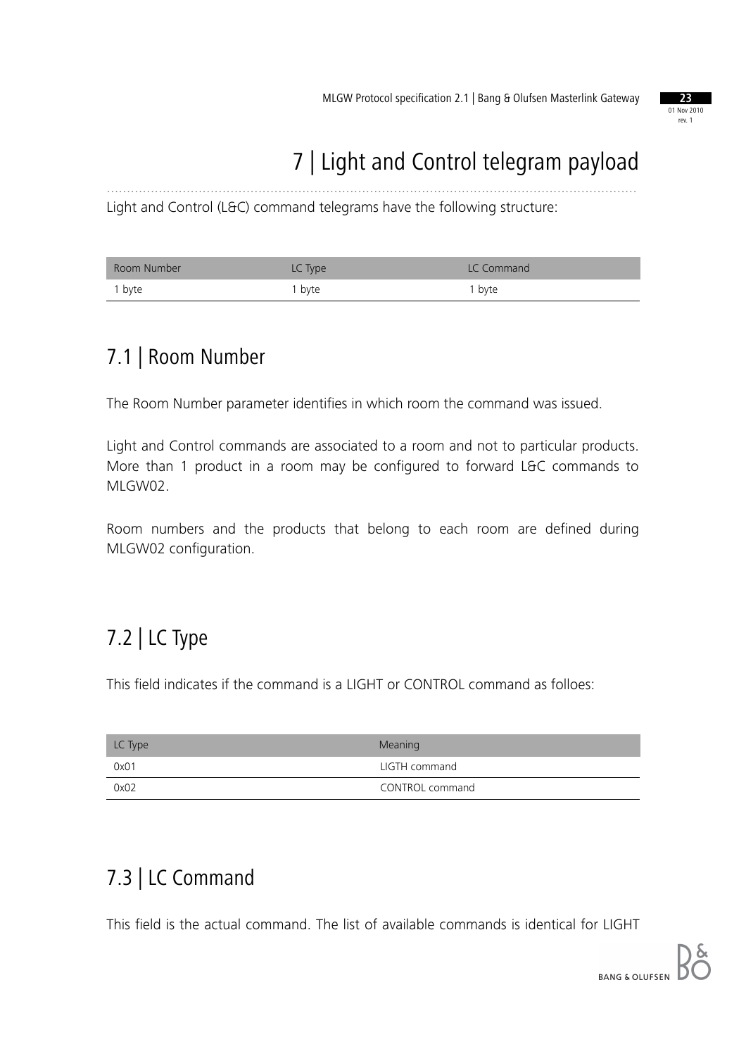# 7 | Light and Control telegram payload

Light and Control (L&C) command telegrams have the following structure:

| Room Number | LC Type | LC Command |
| --- | --- | --- |
| 1 byte | 1 byte | 1 byte |

## 7.1 | Room Number

The Room Number parameter identifies in which room the command was issued.

Light and Control commands are associated to a room and not to particular products. More than 1 product in a room may be configured to forward L&C commands to MLGW02.

Room numbers and the products that belong to each room are defined during MLGW02 configuration.

## 7.2 | LC Type

This field indicates if the command is a LIGHT or CONTROL command as folloes:

| LC Type | Meaning |
| --- | --- |
| 0x01 | LIGTH command |
| 0x02 | CONTROL command |

## 7.3 | LC Command

This field is the actual command. The list of available commands is identical for LIGHT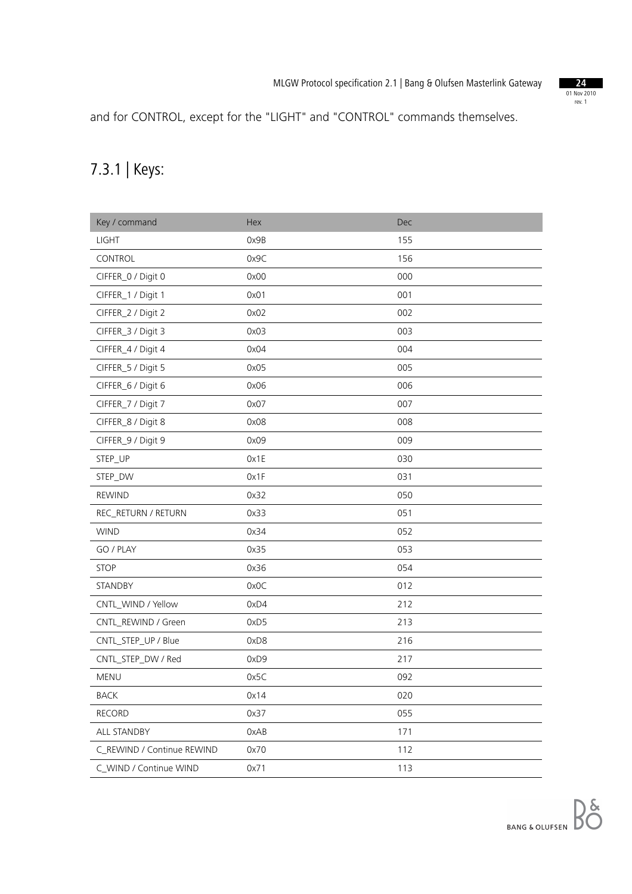and for CONTROL, except for the "LIGHT" and "CONTROL" commands themselves.

## 7.3.1 | Keys:

| Key / command | Hex | Dec |
|---|---|---|
| LIGHT | 0x9B | 155 |
| CONTROL | 0x9C | 156 |
| CIFFER_0 / Digit 0 | 0x00 | 000 |
| CIFFER_1 / Digit 1 | 0x01 | 001 |
| CIFFER_2 / Digit 2 | 0x02 | 002 |
| CIFFER_3 / Digit 3 | 0x03 | 003 |
| CIFFER_4 / Digit 4 | 0x04 | 004 |
| CIFFER_5 / Digit 5 | 0x05 | 005 |
| CIFFER_6 / Digit 6 | 0x06 | 006 |
| CIFFER_7 / Digit 7 | 0x07 | 007 |
| CIFFER_8 / Digit 8 | 0x08 | 008 |
| CIFFER_9 / Digit 9 | 0x09 | 009 |
| STEP_UP | 0x1E | 030 |
| STEP_DW | 0x1F | 031 |
| REWIND | 0x32 | 050 |
| REC_RETURN / RETURN | 0x33 | 051 |
| WIND | 0x34 | 052 |
| GO / PLAY | 0x35 | 053 |
| STOP | 0x36 | 054 |
| STANDBY | 0x0C | 012 |
| CNTL_WIND / Yellow | 0xD4 | 212 |
| CNTL_REWIND / Green | 0xD5 | 213 |
| CNTL_STEP_UP / Blue | 0xD8 | 216 |
| CNTL_STEP_DW / Red | 0xD9 | 217 |
| MENU | 0x5C | 092 |
| BACK | 0x14 | 020 |
| RECORD | 0x37 | 055 |
| ALL STANDBY | 0xAB | 171 |
| C_REWIND / Continue REWIND | 0x70 | 112 |
| C_WIND / Continue WIND | 0x71 | 113 |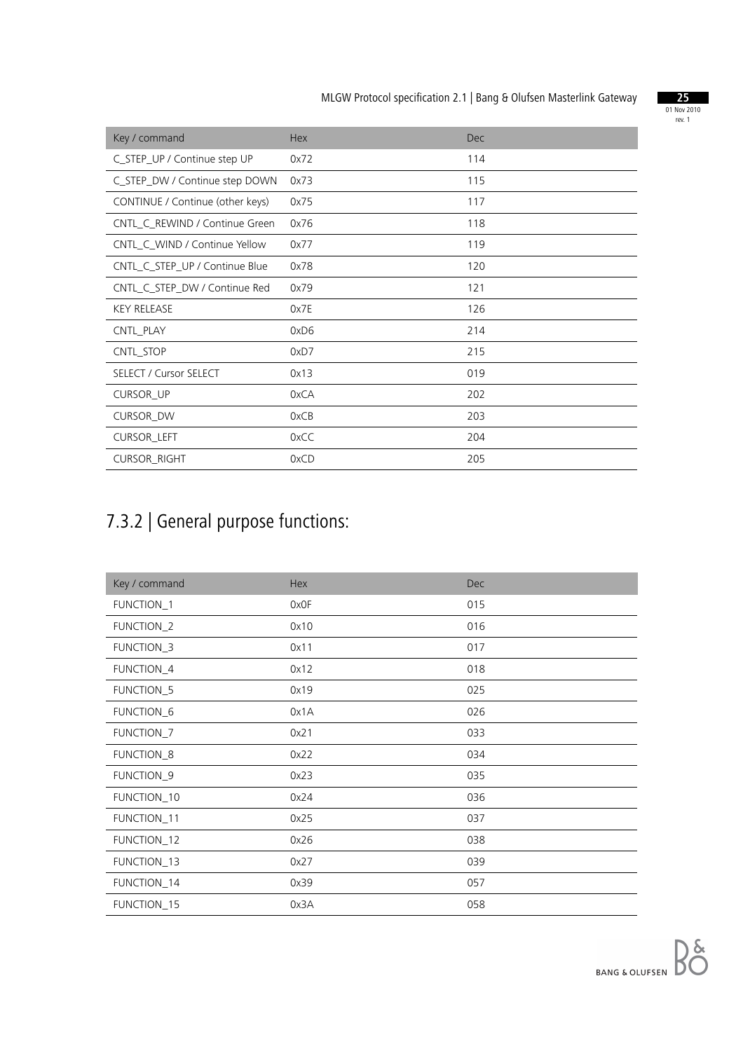| Key / command | Hex | Dec |
| --- | --- | --- |
| C_STEP_UP / Continue step UP | 0x72 | 114 |
| C_STEP_DW / Continue step DOWN | 0x73 | 115 |
| CONTINUE / Continue (other keys) | 0x75 | 117 |
| CNTL_C_REWIND / Continue Green | 0x76 | 118 |
| CNTL_C_WIND / Continue Yellow | 0x77 | 119 |
| CNTL_C_STEP_UP / Continue Blue | 0x78 | 120 |
| CNTL_C_STEP_DW / Continue Red | 0x79 | 121 |
| KEY RELEASE | 0x7E | 126 |
| CNTL_PLAY | 0xD6 | 214 |
| CNTL_STOP | 0xD7 | 215 |
| SELECT / Cursor SELECT | 0x13 | 019 |
| CURSOR_UP | 0xCA | 202 |
| CURSOR_DW | 0xCB | 203 |
| CURSOR_LEFT | 0xCC | 204 |
| CURSOR_RIGHT | 0xCD | 205 |

## 7.3.2 | General purpose functions:

| Key / command | Hex | Dec |
| --- | --- | --- |
| FUNCTION_1 | 0x0F | 015 |
| FUNCTION_2 | 0x10 | 016 |
| FUNCTION_3 | 0x11 | 017 |
| FUNCTION_4 | 0x12 | 018 |
| FUNCTION_5 | 0x19 | 025 |
| FUNCTION_6 | 0x1A | 026 |
| FUNCTION_7 | 0x21 | 033 |
| FUNCTION_8 | 0x22 | 034 |
| FUNCTION_9 | 0x23 | 035 |
| FUNCTION_10 | 0x24 | 036 |
| FUNCTION_11 | 0x25 | 037 |
| FUNCTION_12 | 0x26 | 038 |
| FUNCTION_13 | 0x27 | 039 |
| FUNCTION_14 | 0x39 | 057 |
| FUNCTION_15 | 0x3A | 058 |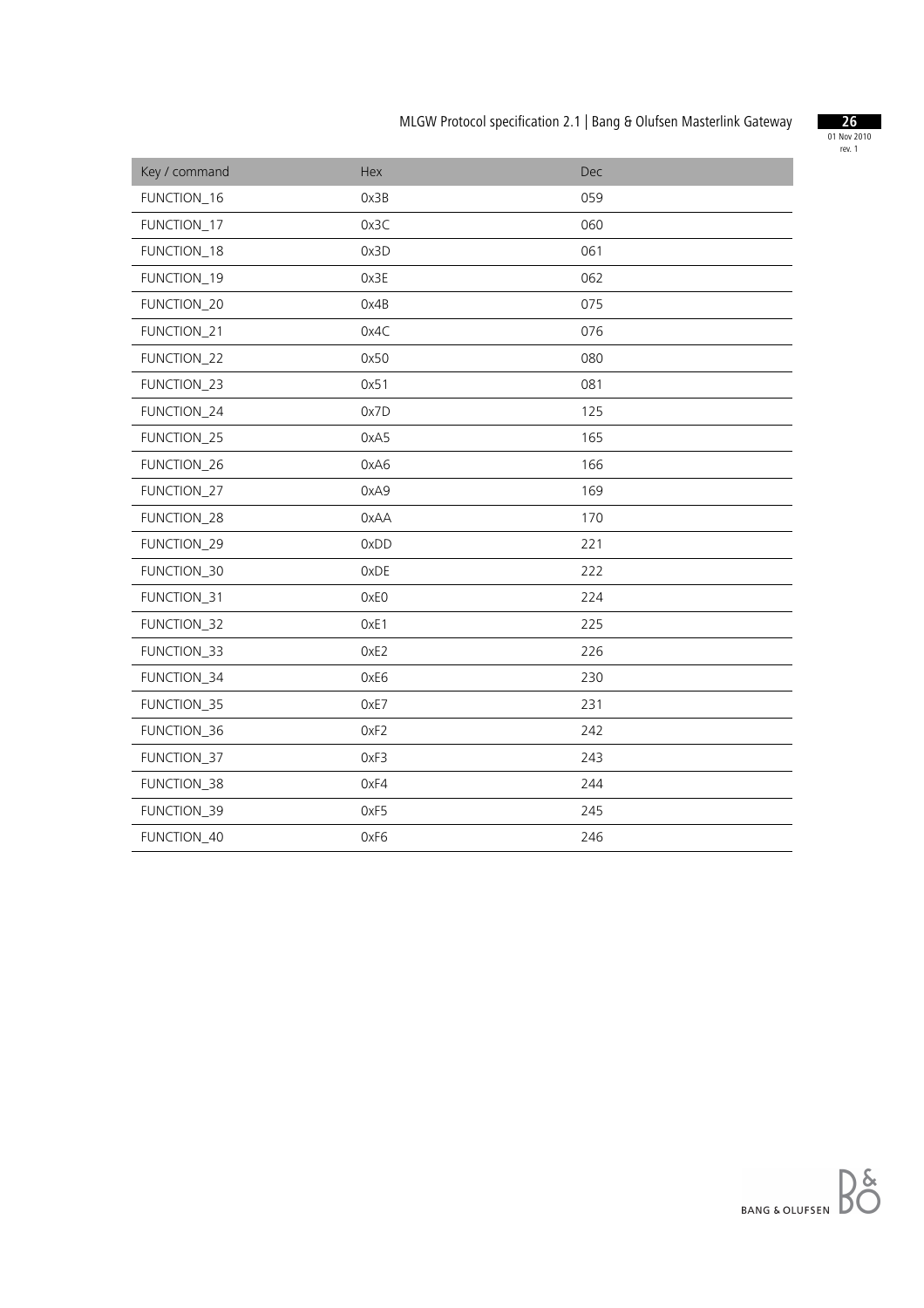| Key / command | Hex | Dec |
|---|---|---|
| FUNCTION_16 | 0x3B | 059 |
| FUNCTION_17 | 0x3C | 060 |
| FUNCTION_18 | 0x3D | 061 |
| FUNCTION_19 | 0x3E | 062 |
| FUNCTION_20 | 0x4B | 075 |
| FUNCTION_21 | 0x4C | 076 |
| FUNCTION_22 | 0x50 | 080 |
| FUNCTION_23 | 0x51 | 081 |
| FUNCTION_24 | 0x7D | 125 |
| FUNCTION_25 | 0xA5 | 165 |
| FUNCTION_26 | 0xA6 | 166 |
| FUNCTION_27 | 0xA9 | 169 |
| FUNCTION_28 | 0xAA | 170 |
| FUNCTION_29 | 0xDD | 221 |
| FUNCTION_30 | 0xDE | 222 |
| FUNCTION_31 | 0xE0 | 224 |
| FUNCTION_32 | 0xE1 | 225 |
| FUNCTION_33 | 0xE2 | 226 |
| FUNCTION_34 | 0xE6 | 230 |
| FUNCTION_35 | 0xE7 | 231 |
| FUNCTION_36 | 0xF2 | 242 |
| FUNCTION_37 | 0xF3 | 243 |
| FUNCTION_38 | 0xF4 | 244 |
| FUNCTION_39 | 0xF5 | 245 |
| FUNCTION_40 | 0xF6 | 246 |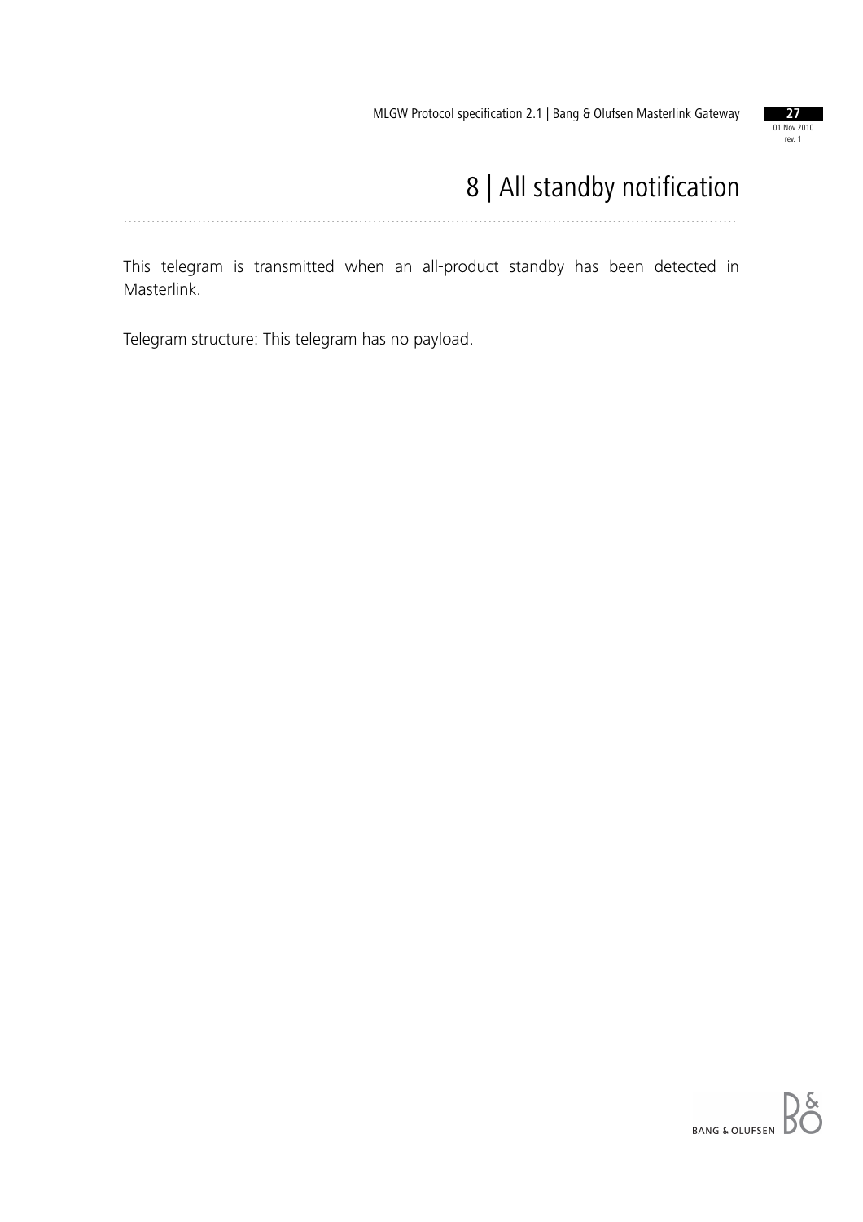# 8 | All standby notification

This telegram is transmitted when an all-product standby has been detected in Masterlink.

Telegram structure: This telegram has no payload.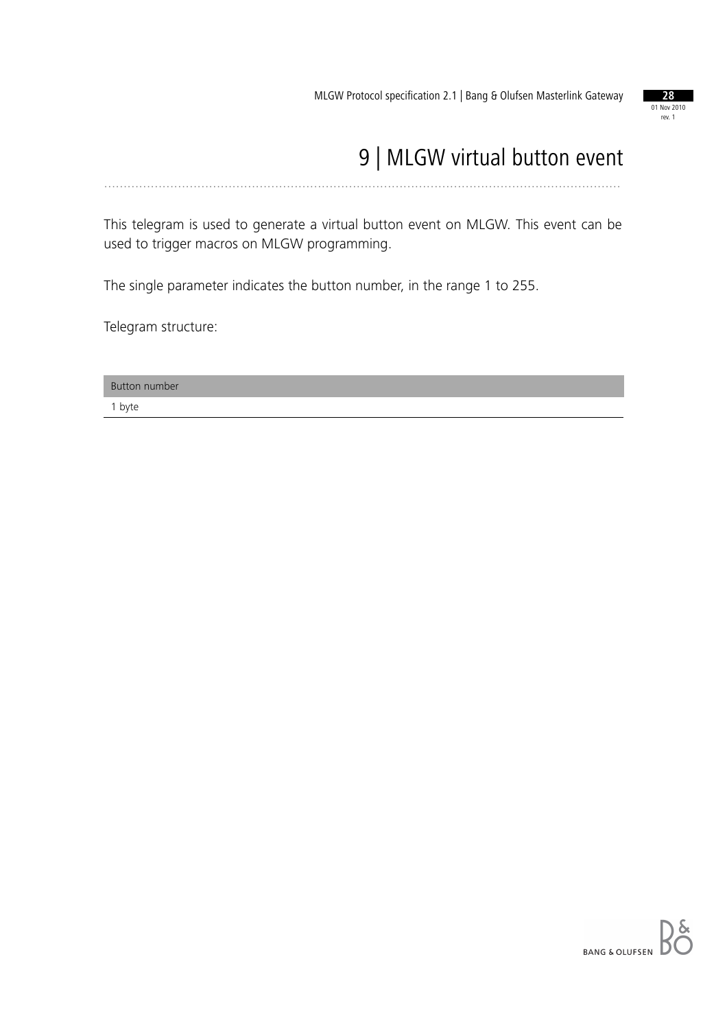# 9 | MLGW virtual button event

This telegram is used to generate a virtual button event on MLGW. This event can be used to trigger macros on MLGW programming.

The single parameter indicates the button number, in the range 1 to 255.

Telegram structure:

| Button number |
| --- |
| 1 byte |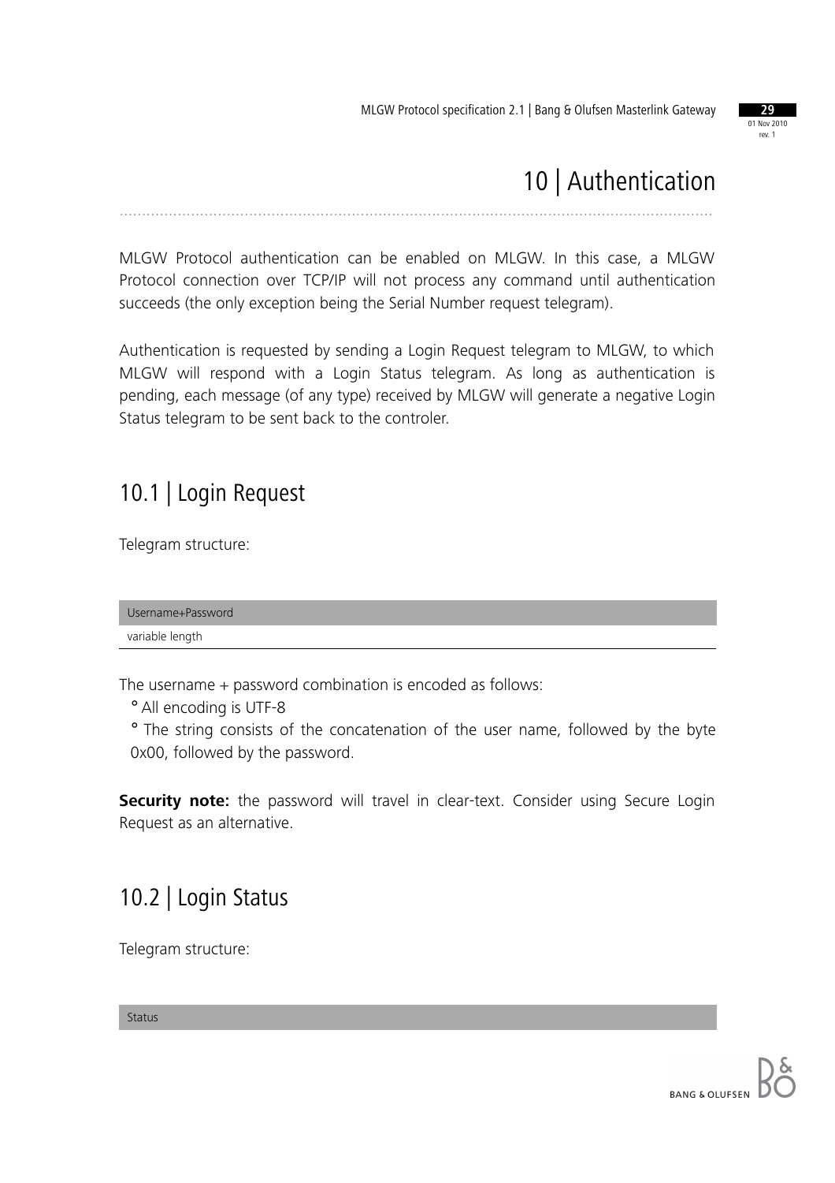# 10 | Authentication

MLGW Protocol authentication can be enabled on MLGW. In this case, a MLGW Protocol connection over TCP/IP will not process any command until authentication succeeds (the only exception being the Serial Number request telegram).

Authentication is requested by sending a Login Request telegram to MLGW, to which MLGW will respond with a Login Status telegram. As long as authentication is pending, each message (of any type) received by MLGW will generate a negative Login Status telegram to be sent back to the controler.

## 10.1 | Login Request

Telegram structure:

| Username+Password |
|---|
| variable length |

The username + password combination is encoded as follows:

- All encoding is UTF-8
- The string consists of the concatenation of the user name, followed by the byte 0x00, followed by the password.

**Security note:** the password will travel in clear-text. Consider using Secure Login Request as an alternative.

## 10.2 | Login Status

Telegram structure:

| Status |
|---|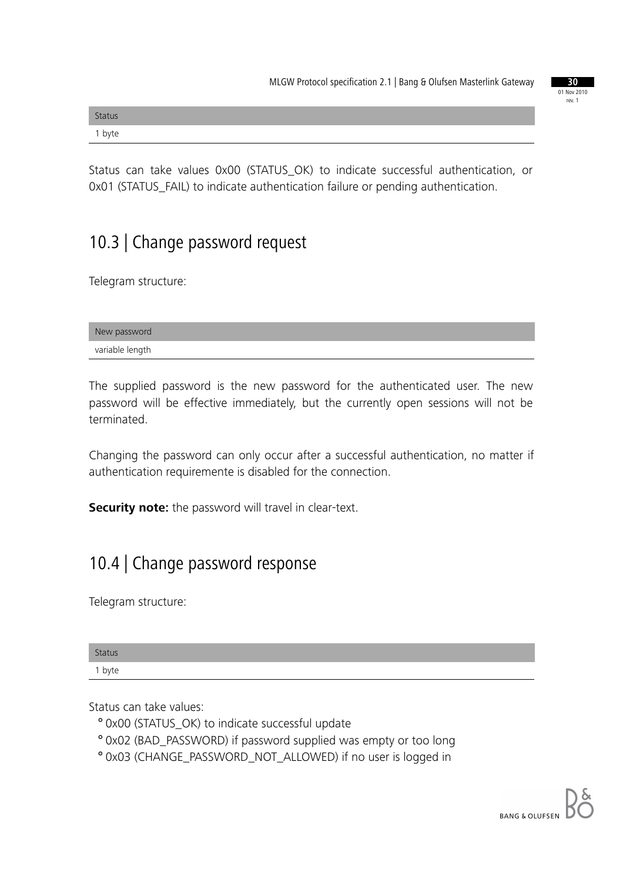| Status |
| --- |
| 1 byte |

Status can take values 0x00 (STATUS_OK) to indicate successful authentication, or 0x01 (STATUS_FAIL) to indicate authentication failure or pending authentication.

## 10.3 | Change password request

Telegram structure:

| New password |
| --- |
| variable length |

The supplied password is the new password for the authenticated user. The new password will be effective immediately, but the currently open sessions will not be terminated.

Changing the password can only occur after a successful authentication, no matter if authentication requiremente is disabled for the connection.

**Security note:** the password will travel in clear-text.

## 10.4 | Change password response

Telegram structure:

| Status |
| --- |
| 1 byte |

Status can take values:

- 0x00 (STATUS_OK) to indicate successful update
- 0x02 (BAD_PASSWORD) if password supplied was empty or too long
- 0x03 (CHANGE_PASSWORD_NOT_ALLOWED) if no user is logged in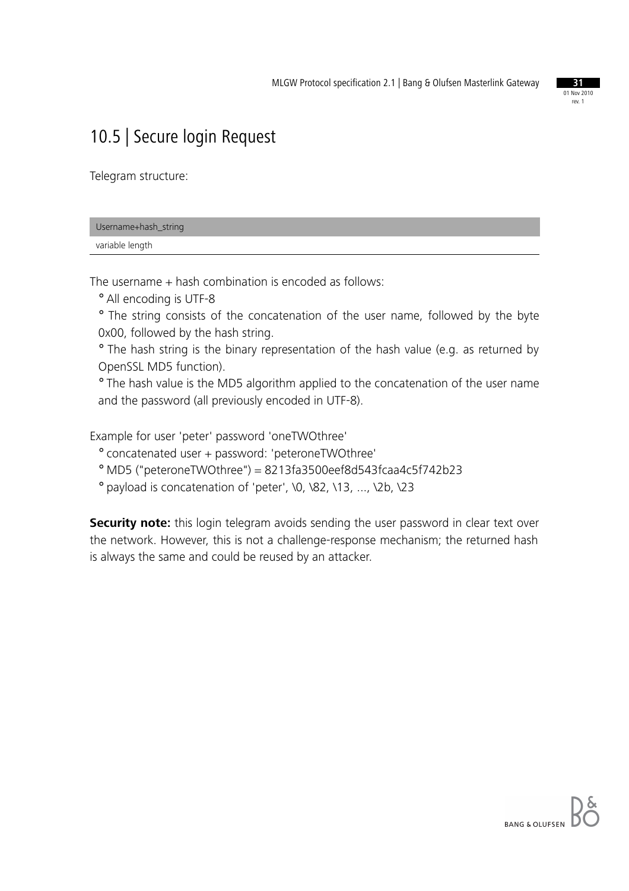## 10.5 | Secure login Request

Telegram structure:

| Username+hash_string |
| --- |
| variable length |

The username + hash combination is encoded as follows:

- All encoding is UTF-8
- The string consists of the concatenation of the user name, followed by the byte 0x00, followed by the hash string.
- The hash string is the binary representation of the hash value (e.g. as returned by OpenSSL MD5 function).
- The hash value is the MD5 algorithm applied to the concatenation of the user name and the password (all previously encoded in UTF-8).

Example for user 'peter' password 'oneTWOthree'

- concatenated user + password: 'peteroneTWOthree'
- MD5 ("peteroneTWOthree") = 8213fa3500eef8d543fcaa4c5f742b23
- payload is concatenation of 'peter', \0, \82, \13, ..., \2b, \23

**Security note:** this login telegram avoids sending the user password in clear text over the network. However, this is not a challenge-response mechanism; the returned hash is always the same and could be reused by an attacker.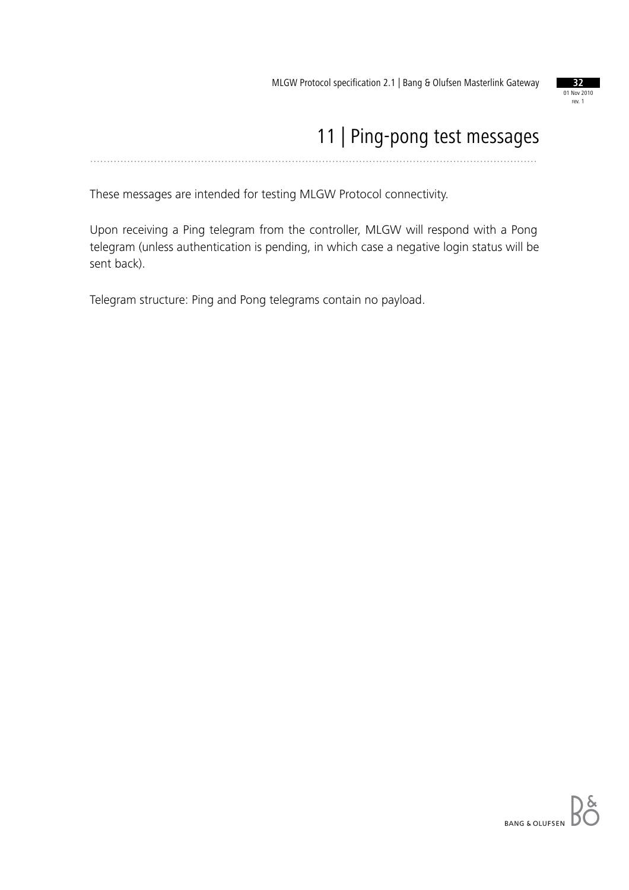# 11 | Ping-pong test messages

These messages are intended for testing MLGW Protocol connectivity.

Upon receiving a Ping telegram from the controller, MLGW will respond with a Pong telegram (unless authentication is pending, in which case a negative login status will be sent back).

Telegram structure: Ping and Pong telegrams contain no payload.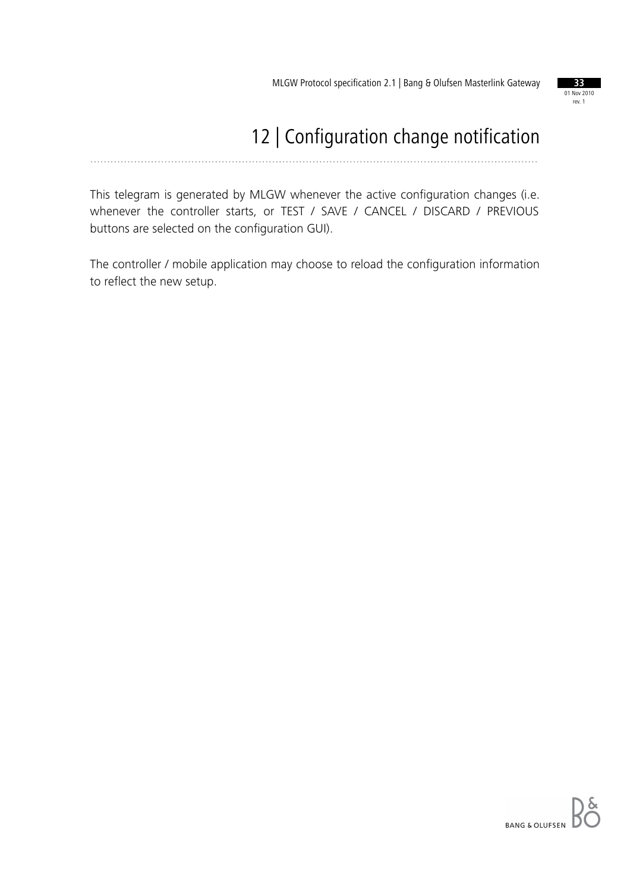# 12 | Configuration change notification

This telegram is generated by MLGW whenever the active configuration changes (i.e. whenever the controller starts, or TEST / SAVE / CANCEL / DISCARD / PREVIOUS buttons are selected on the configuration GUI).

The controller / mobile application may choose to reload the configuration information to reflect the new setup.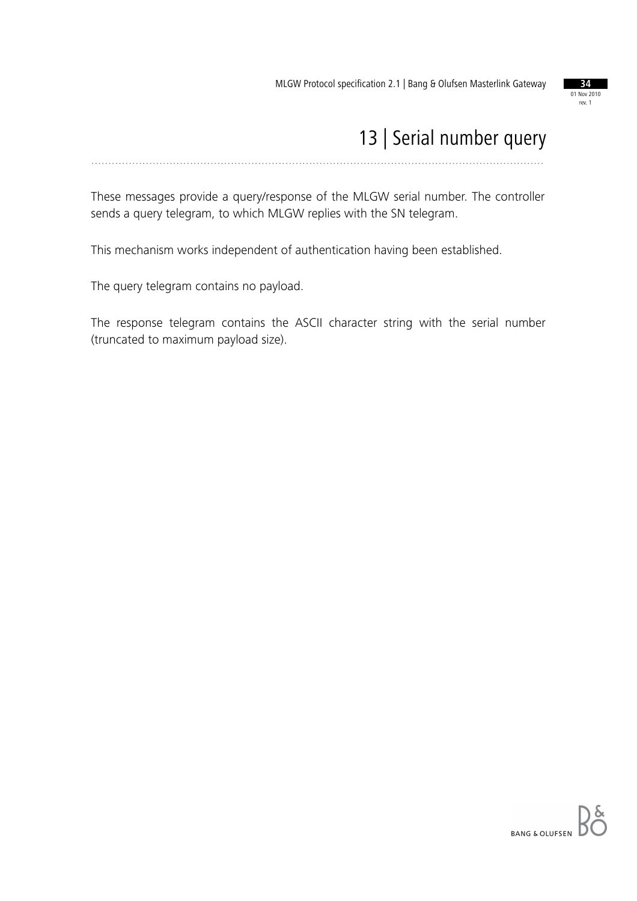# 13 | Serial number query

These messages provide a query/response of the MLGW serial number. The controller sends a query telegram, to which MLGW replies with the SN telegram.

This mechanism works independent of authentication having been established.

The query telegram contains no payload.

The response telegram contains the ASCII character string with the serial number (truncated to maximum payload size).